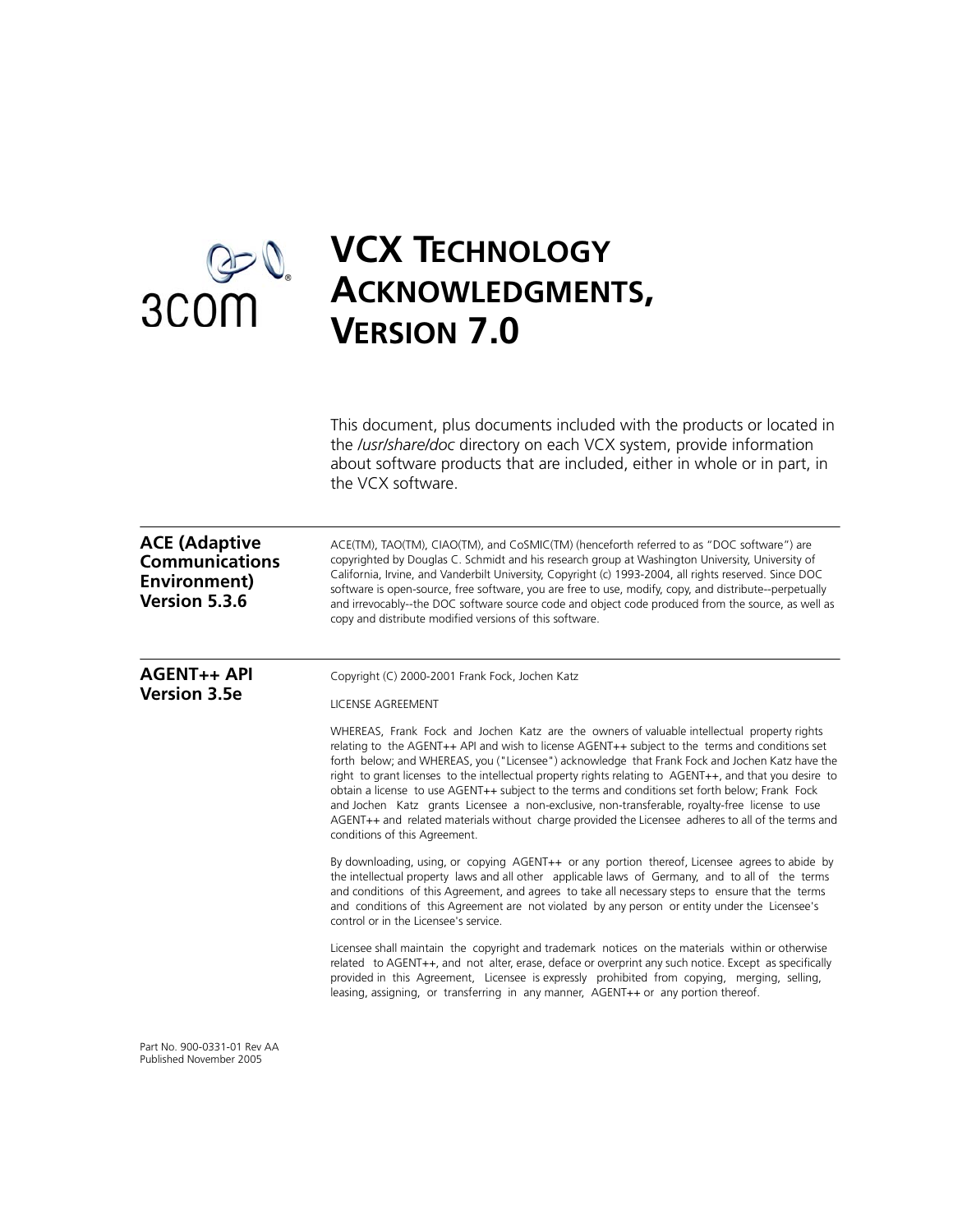# VCX Technology Acknowledgments, Version 7.0

This document, plus documents included with the products or located in the */usr/share/doc* directory on each VCX system, provide information about software products that are included, either in whole or in part, in the VCX software.

## ACE (Adaptive Communications Environment) Version 5.3.6

ACE(TM), TAO(TM), CIAO(TM), and CoSMIC(TM) (henceforth referred to as "DOC software") are copyrighted by Douglas C. Schmidt and his research group at Washington University, University of California, Irvine, and Vanderbilt University, Copyright (c) 1993-2004, all rights reserved. Since DOC software is open-source, free software, you are free to use, modify, copy, and distribute--perpetually and irrevocably--the DOC software source code and object code produced from the source, as well as copy and distribute modified versions of this software.

## AGENT++ API Version 3.5e

Copyright (C) 2000-2001 Frank Fock, Jochen Katz

LICENSE AGREEMENT

WHEREAS, Frank Fock and Jochen Katz are the owners of valuable intellectual property rights relating to the AGENT++ API and wish to license AGENT++ subject to the terms and conditions set forth below; and WHEREAS, you ("Licensee") acknowledge that Frank Fock and Jochen Katz have the right to grant licenses to the intellectual property rights relating to AGENT++, and that you desire to obtain a license to use AGENT++ subject to the terms and conditions set forth below; Frank Fock and Jochen Katz grants Licensee a non-exclusive, non-transferable, royalty-free license to use AGENT++ and related materials without charge provided the Licensee adheres to all of the terms and conditions of this Agreement.

By downloading, using, or copying AGENT++ or any portion thereof, Licensee agrees to abide by the intellectual property laws and all other applicable laws of Germany, and to all of the terms and conditions of this Agreement, and agrees to take all necessary steps to ensure that the terms and conditions of this Agreement are not violated by any person or entity under the Licensee's control or in the Licensee's service.

Licensee shall maintain the copyright and trademark notices on the materials within or otherwise related to AGENT++, and not alter, erase, deface or overprint any such notice. Except as specifically provided in this Agreement, Licensee is expressly prohibited from copying, merging, selling, leasing, assigning, or transferring in any manner, AGENT++ or any portion thereof.

Part No. 900-0331-01 Rev AA
Published November 2005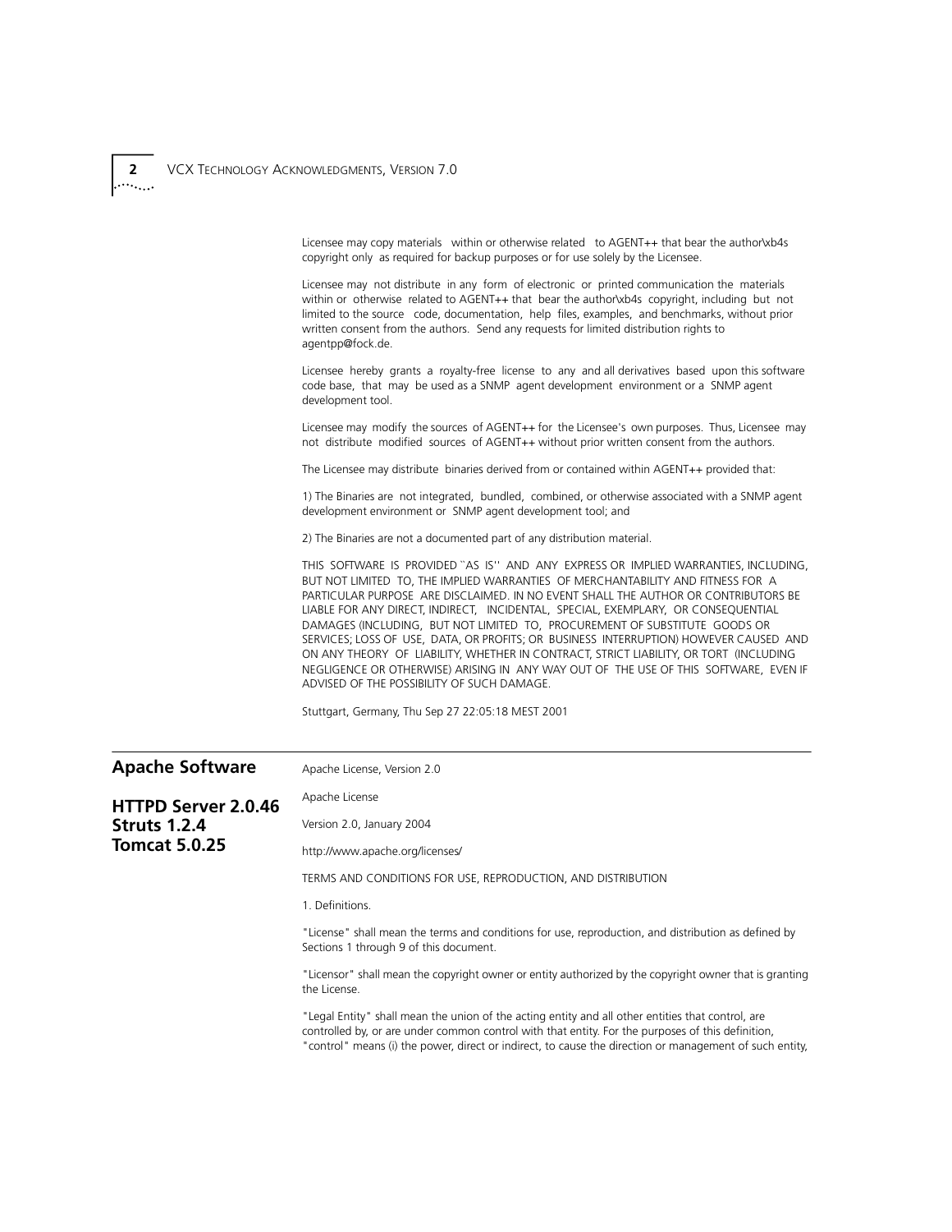Licensee may copy materials within or otherwise related to AGENT++ that bear the author\xb4s copyright only as required for backup purposes or for use solely by the Licensee.

Licensee may not distribute in any form of electronic or printed communication the materials within or otherwise related to AGENT++ that bear the author\xb4s copyright, including but not limited to the source code, documentation, help files, examples, and benchmarks, without prior written consent from the authors. Send any requests for limited distribution rights to agentpp@fock.de.

Licensee hereby grants a royalty-free license to any and all derivatives based upon this software code base, that may be used as a SNMP agent development environment or a SNMP agent development tool.

Licensee may modify the sources of AGENT++ for the Licensee's own purposes. Thus, Licensee may not distribute modified sources of AGENT++ without prior written consent from the authors.

The Licensee may distribute binaries derived from or contained within AGENT++ provided that:

1) The Binaries are not integrated, bundled, combined, or otherwise associated with a SNMP agent development environment or SNMP agent development tool; and

2) The Binaries are not a documented part of any distribution material.

THIS SOFTWARE IS PROVIDED ``AS IS'' AND ANY EXPRESS OR IMPLIED WARRANTIES, INCLUDING, BUT NOT LIMITED TO, THE IMPLIED WARRANTIES OF MERCHANTABILITY AND FITNESS FOR A PARTICULAR PURPOSE ARE DISCLAIMED. IN NO EVENT SHALL THE AUTHOR OR CONTRIBUTORS BE LIABLE FOR ANY DIRECT, INDIRECT, INCIDENTAL, SPECIAL, EXEMPLARY, OR CONSEQUENTIAL DAMAGES (INCLUDING, BUT NOT LIMITED TO, PROCUREMENT OF SUBSTITUTE GOODS OR SERVICES; LOSS OF USE, DATA, OR PROFITS; OR BUSINESS INTERRUPTION) HOWEVER CAUSED AND ON ANY THEORY OF LIABILITY, WHETHER IN CONTRACT, STRICT LIABILITY, OR TORT (INCLUDING NEGLIGENCE OR OTHERWISE) ARISING IN ANY WAY OUT OF THE USE OF THIS SOFTWARE, EVEN IF ADVISED OF THE POSSIBILITY OF SUCH DAMAGE.

Stuttgart, Germany, Thu Sep 27 22:05:18 MEST 2001

## Apache Software

### HTTPD Server 2.0.46
### Struts 1.2.4
### Tomcat 5.0.25

Apache License, Version 2.0

Apache License

Version 2.0, January 2004

http://www.apache.org/licenses/

TERMS AND CONDITIONS FOR USE, REPRODUCTION, AND DISTRIBUTION

1. Definitions.

"License" shall mean the terms and conditions for use, reproduction, and distribution as defined by Sections 1 through 9 of this document.

"Licensor" shall mean the copyright owner or entity authorized by the copyright owner that is granting the License.

"Legal Entity" shall mean the union of the acting entity and all other entities that control, are controlled by, or are under common control with that entity. For the purposes of this definition, "control" means (i) the power, direct or indirect, to cause the direction or management of such entity,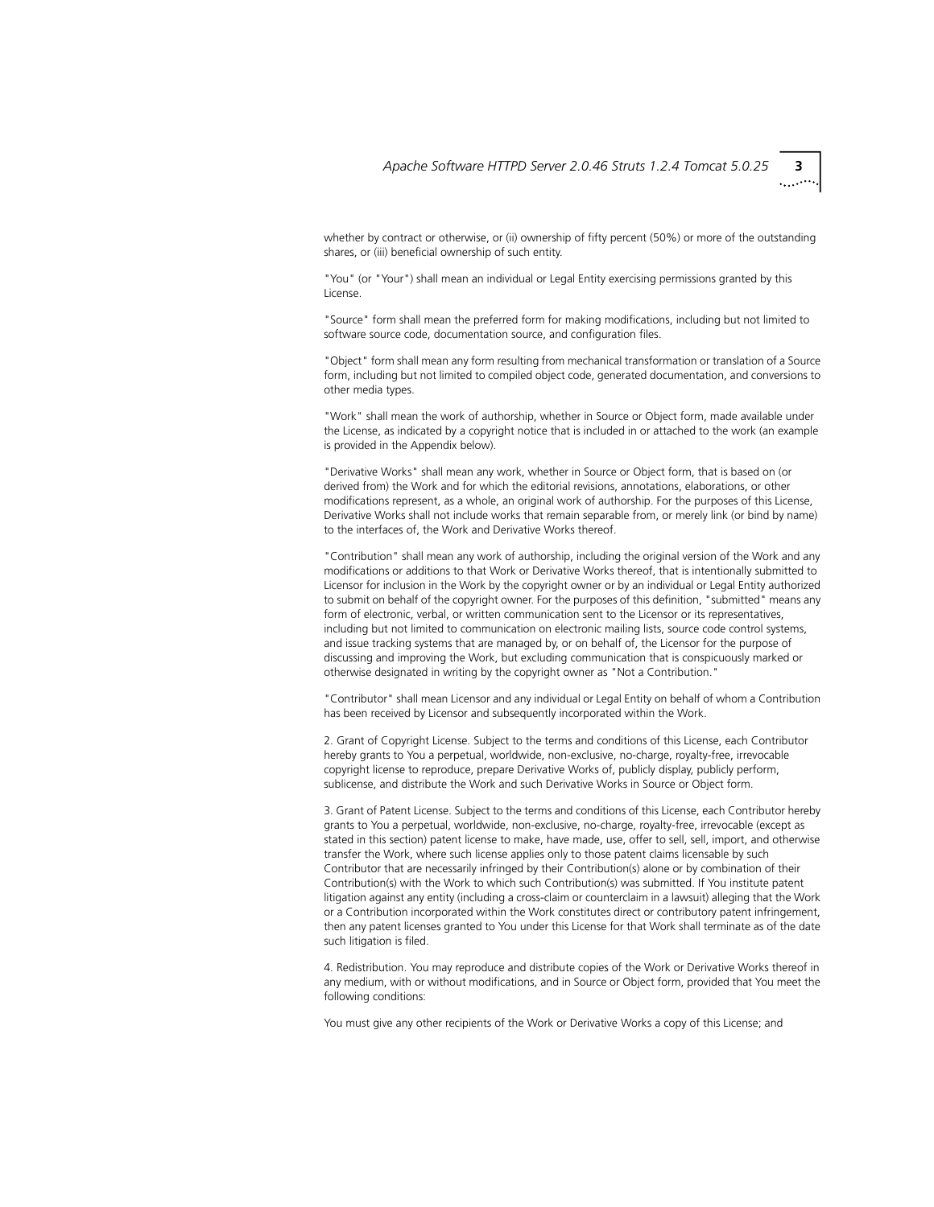whether by contract or otherwise, or (ii) ownership of fifty percent (50%) or more of the outstanding shares, or (iii) beneficial ownership of such entity.

"You" (or "Your") shall mean an individual or Legal Entity exercising permissions granted by this License.

"Source" form shall mean the preferred form for making modifications, including but not limited to software source code, documentation source, and configuration files.

"Object" form shall mean any form resulting from mechanical transformation or translation of a Source form, including but not limited to compiled object code, generated documentation, and conversions to other media types.

"Work" shall mean the work of authorship, whether in Source or Object form, made available under the License, as indicated by a copyright notice that is included in or attached to the work (an example is provided in the Appendix below).

"Derivative Works" shall mean any work, whether in Source or Object form, that is based on (or derived from) the Work and for which the editorial revisions, annotations, elaborations, or other modifications represent, as a whole, an original work of authorship. For the purposes of this License, Derivative Works shall not include works that remain separable from, or merely link (or bind by name) to the interfaces of, the Work and Derivative Works thereof.

"Contribution" shall mean any work of authorship, including the original version of the Work and any modifications or additions to that Work or Derivative Works thereof, that is intentionally submitted to Licensor for inclusion in the Work by the copyright owner or by an individual or Legal Entity authorized to submit on behalf of the copyright owner. For the purposes of this definition, "submitted" means any form of electronic, verbal, or written communication sent to the Licensor or its representatives, including but not limited to communication on electronic mailing lists, source code control systems, and issue tracking systems that are managed by, or on behalf of, the Licensor for the purpose of discussing and improving the Work, but excluding communication that is conspicuously marked or otherwise designated in writing by the copyright owner as "Not a Contribution."

"Contributor" shall mean Licensor and any individual or Legal Entity on behalf of whom a Contribution has been received by Licensor and subsequently incorporated within the Work.

2. Grant of Copyright License. Subject to the terms and conditions of this License, each Contributor hereby grants to You a perpetual, worldwide, non-exclusive, no-charge, royalty-free, irrevocable copyright license to reproduce, prepare Derivative Works of, publicly display, publicly perform, sublicense, and distribute the Work and such Derivative Works in Source or Object form.

3. Grant of Patent License. Subject to the terms and conditions of this License, each Contributor hereby grants to You a perpetual, worldwide, non-exclusive, no-charge, royalty-free, irrevocable (except as stated in this section) patent license to make, have made, use, offer to sell, sell, import, and otherwise transfer the Work, where such license applies only to those patent claims licensable by such Contributor that are necessarily infringed by their Contribution(s) alone or by combination of their Contribution(s) with the Work to which such Contribution(s) was submitted. If You institute patent litigation against any entity (including a cross-claim or counterclaim in a lawsuit) alleging that the Work or a Contribution incorporated within the Work constitutes direct or contributory patent infringement, then any patent licenses granted to You under this License for that Work shall terminate as of the date such litigation is filed.

4. Redistribution. You may reproduce and distribute copies of the Work or Derivative Works thereof in any medium, with or without modifications, and in Source or Object form, provided that You meet the following conditions:

You must give any other recipients of the Work or Derivative Works a copy of this License; and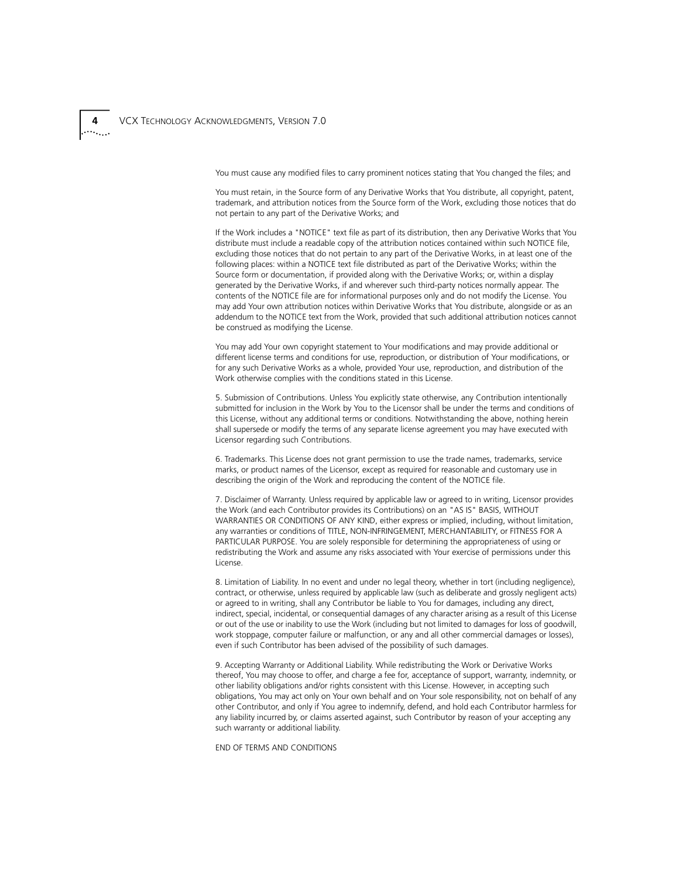You must cause any modified files to carry prominent notices stating that You changed the files; and

You must retain, in the Source form of any Derivative Works that You distribute, all copyright, patent, trademark, and attribution notices from the Source form of the Work, excluding those notices that do not pertain to any part of the Derivative Works; and

If the Work includes a "NOTICE" text file as part of its distribution, then any Derivative Works that You distribute must include a readable copy of the attribution notices contained within such NOTICE file, excluding those notices that do not pertain to any part of the Derivative Works, in at least one of the following places: within a NOTICE text file distributed as part of the Derivative Works; within the Source form or documentation, if provided along with the Derivative Works; or, within a display generated by the Derivative Works, if and wherever such third-party notices normally appear. The contents of the NOTICE file are for informational purposes only and do not modify the License. You may add Your own attribution notices within Derivative Works that You distribute, alongside or as an addendum to the NOTICE text from the Work, provided that such additional attribution notices cannot be construed as modifying the License.

You may add Your own copyright statement to Your modifications and may provide additional or different license terms and conditions for use, reproduction, or distribution of Your modifications, or for any such Derivative Works as a whole, provided Your use, reproduction, and distribution of the Work otherwise complies with the conditions stated in this License.

5. Submission of Contributions. Unless You explicitly state otherwise, any Contribution intentionally submitted for inclusion in the Work by You to the Licensor shall be under the terms and conditions of this License, without any additional terms or conditions. Notwithstanding the above, nothing herein shall supersede or modify the terms of any separate license agreement you may have executed with Licensor regarding such Contributions.

6. Trademarks. This License does not grant permission to use the trade names, trademarks, service marks, or product names of the Licensor, except as required for reasonable and customary use in describing the origin of the Work and reproducing the content of the NOTICE file.

7. Disclaimer of Warranty. Unless required by applicable law or agreed to in writing, Licensor provides the Work (and each Contributor provides its Contributions) on an "AS IS" BASIS, WITHOUT WARRANTIES OR CONDITIONS OF ANY KIND, either express or implied, including, without limitation, any warranties or conditions of TITLE, NON-INFRINGEMENT, MERCHANTABILITY, or FITNESS FOR A PARTICULAR PURPOSE. You are solely responsible for determining the appropriateness of using or redistributing the Work and assume any risks associated with Your exercise of permissions under this License.

8. Limitation of Liability. In no event and under no legal theory, whether in tort (including negligence), contract, or otherwise, unless required by applicable law (such as deliberate and grossly negligent acts) or agreed to in writing, shall any Contributor be liable to You for damages, including any direct, indirect, special, incidental, or consequential damages of any character arising as a result of this License or out of the use or inability to use the Work (including but not limited to damages for loss of goodwill, work stoppage, computer failure or malfunction, or any and all other commercial damages or losses), even if such Contributor has been advised of the possibility of such damages.

9. Accepting Warranty or Additional Liability. While redistributing the Work or Derivative Works thereof, You may choose to offer, and charge a fee for, acceptance of support, warranty, indemnity, or other liability obligations and/or rights consistent with this License. However, in accepting such obligations, You may act only on Your own behalf and on Your sole responsibility, not on behalf of any other Contributor, and only if You agree to indemnify, defend, and hold each Contributor harmless for any liability incurred by, or claims asserted against, such Contributor by reason of your accepting any such warranty or additional liability.

END OF TERMS AND CONDITIONS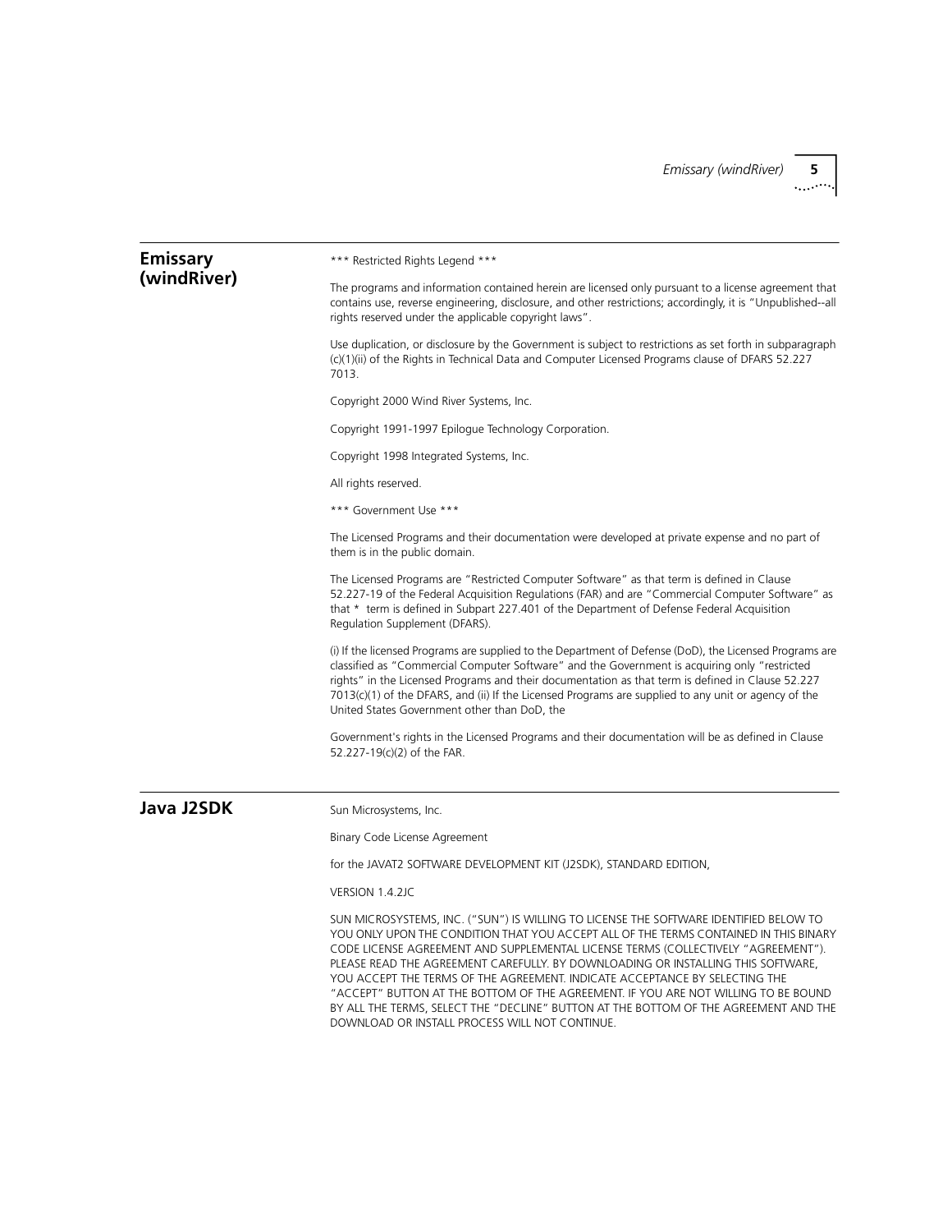## Emissary (windRiver)

*** Restricted Rights Legend ***

The programs and information contained herein are licensed only pursuant to a license agreement that contains use, reverse engineering, disclosure, and other restrictions; accordingly, it is "Unpublished--all rights reserved under the applicable copyright laws".

Use duplication, or disclosure by the Government is subject to restrictions as set forth in subparagraph (c)(1)(ii) of the Rights in Technical Data and Computer Licensed Programs clause of DFARS 52.227 7013.

Copyright 2000 Wind River Systems, Inc.

Copyright 1991-1997 Epilogue Technology Corporation.

Copyright 1998 Integrated Systems, Inc.

All rights reserved.

*** Government Use ***

The Licensed Programs and their documentation were developed at private expense and no part of them is in the public domain.

The Licensed Programs are "Restricted Computer Software" as that term is defined in Clause 52.227-19 of the Federal Acquisition Regulations (FAR) and are "Commercial Computer Software" as that * term is defined in Subpart 227.401 of the Department of Defense Federal Acquisition Regulation Supplement (DFARS).

(i) If the licensed Programs are supplied to the Department of Defense (DoD), the Licensed Programs are classified as "Commercial Computer Software" and the Government is acquiring only "restricted rights" in the Licensed Programs and their documentation as that term is defined in Clause 52.227 7013(c)(1) of the DFARS, and (ii) If the Licensed Programs are supplied to any unit or agency of the United States Government other than DoD, the

Government's rights in the Licensed Programs and their documentation will be as defined in Clause 52.227-19(c)(2) of the FAR.

## Java J2SDK

Sun Microsystems, Inc.

Binary Code License Agreement

for the JAVAT2 SOFTWARE DEVELOPMENT KIT (J2SDK), STANDARD EDITION,

VERSION 1.4.2JC

SUN MICROSYSTEMS, INC. ("SUN") IS WILLING TO LICENSE THE SOFTWARE IDENTIFIED BELOW TO YOU ONLY UPON THE CONDITION THAT YOU ACCEPT ALL OF THE TERMS CONTAINED IN THIS BINARY CODE LICENSE AGREEMENT AND SUPPLEMENTAL LICENSE TERMS (COLLECTIVELY "AGREEMENT"). PLEASE READ THE AGREEMENT CAREFULLY. BY DOWNLOADING OR INSTALLING THIS SOFTWARE, YOU ACCEPT THE TERMS OF THE AGREEMENT. INDICATE ACCEPTANCE BY SELECTING THE "ACCEPT" BUTTON AT THE BOTTOM OF THE AGREEMENT. IF YOU ARE NOT WILLING TO BE BOUND BY ALL THE TERMS, SELECT THE "DECLINE" BUTTON AT THE BOTTOM OF THE AGREEMENT AND THE DOWNLOAD OR INSTALL PROCESS WILL NOT CONTINUE.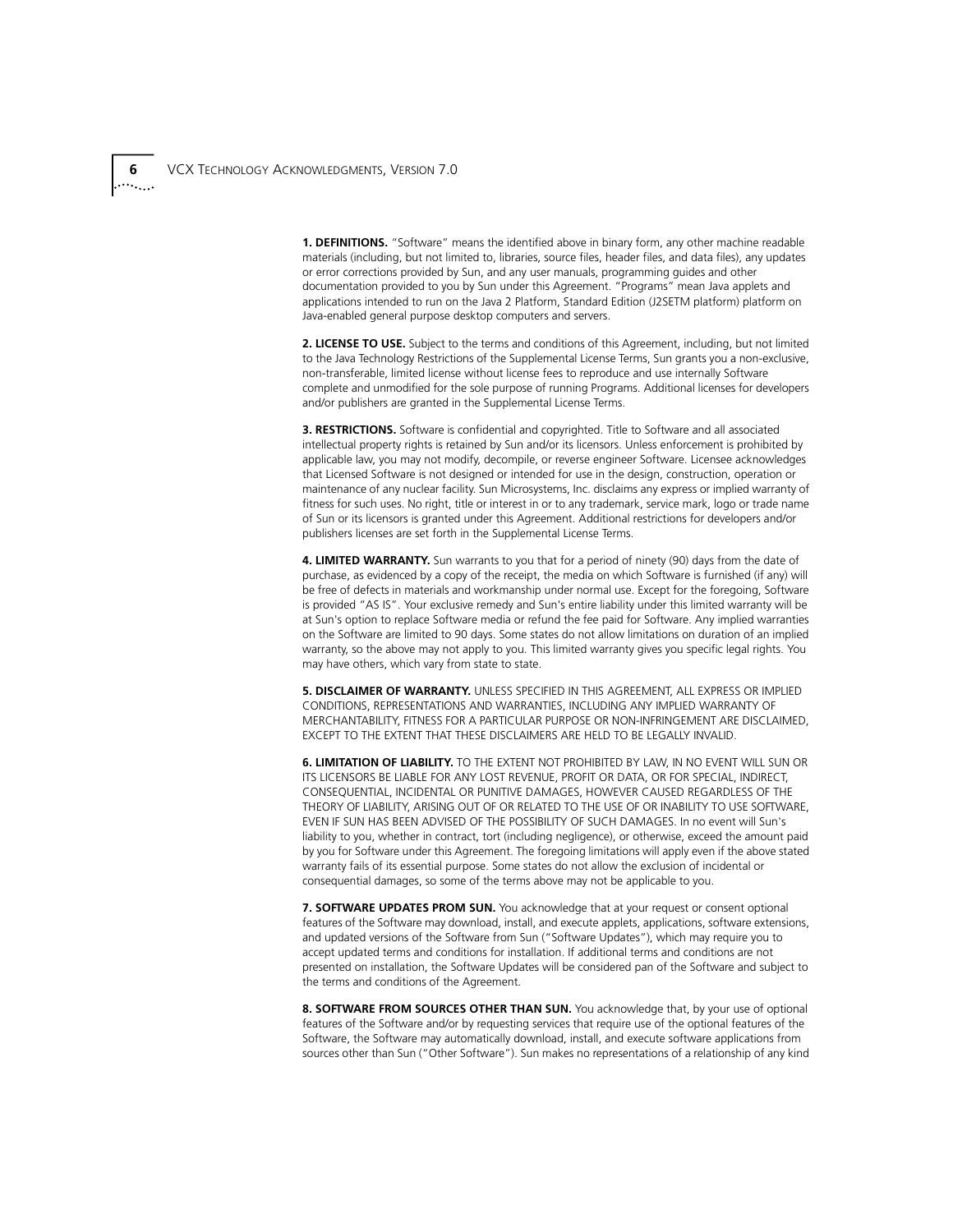**1. DEFINITIONS.** "Software" means the identified above in binary form, any other machine readable materials (including, but not limited to, libraries, source files, header files, and data files), any updates or error corrections provided by Sun, and any user manuals, programming guides and other documentation provided to you by Sun under this Agreement. "Programs" mean Java applets and applications intended to run on the Java 2 Platform, Standard Edition (J2SETM platform) platform on Java-enabled general purpose desktop computers and servers.

**2. LICENSE TO USE.** Subject to the terms and conditions of this Agreement, including, but not limited to the Java Technology Restrictions of the Supplemental License Terms, Sun grants you a non-exclusive, non-transferable, limited license without license fees to reproduce and use internally Software complete and unmodified for the sole purpose of running Programs. Additional licenses for developers and/or publishers are granted in the Supplemental License Terms.

**3. RESTRICTIONS.** Software is confidential and copyrighted. Title to Software and all associated intellectual property rights is retained by Sun and/or its licensors. Unless enforcement is prohibited by applicable law, you may not modify, decompile, or reverse engineer Software. Licensee acknowledges that Licensed Software is not designed or intended for use in the design, construction, operation or maintenance of any nuclear facility. Sun Microsystems, Inc. disclaims any express or implied warranty of fitness for such uses. No right, title or interest in or to any trademark, service mark, logo or trade name of Sun or its licensors is granted under this Agreement. Additional restrictions for developers and/or publishers licenses are set forth in the Supplemental License Terms.

**4. LIMITED WARRANTY.** Sun warrants to you that for a period of ninety (90) days from the date of purchase, as evidenced by a copy of the receipt, the media on which Software is furnished (if any) will be free of defects in materials and workmanship under normal use. Except for the foregoing, Software is provided "AS IS". Your exclusive remedy and Sun's entire liability under this limited warranty will be at Sun's option to replace Software media or refund the fee paid for Software. Any implied warranties on the Software are limited to 90 days. Some states do not allow limitations on duration of an implied warranty, so the above may not apply to you. This limited warranty gives you specific legal rights. You may have others, which vary from state to state.

**5. DISCLAIMER OF WARRANTY.** UNLESS SPECIFIED IN THIS AGREEMENT, ALL EXPRESS OR IMPLIED CONDITIONS, REPRESENTATIONS AND WARRANTIES, INCLUDING ANY IMPLIED WARRANTY OF MERCHANTABILITY, FITNESS FOR A PARTICULAR PURPOSE OR NON-INFRINGEMENT ARE DISCLAIMED, EXCEPT TO THE EXTENT THAT THESE DISCLAIMERS ARE HELD TO BE LEGALLY INVALID.

**6. LIMITATION OF LIABILITY.** TO THE EXTENT NOT PROHIBITED BY LAW, IN NO EVENT WILL SUN OR ITS LICENSORS BE LIABLE FOR ANY LOST REVENUE, PROFIT OR DATA, OR FOR SPECIAL, INDIRECT, CONSEQUENTIAL, INCIDENTAL OR PUNITIVE DAMAGES, HOWEVER CAUSED REGARDLESS OF THE THEORY OF LIABILITY, ARISING OUT OF OR RELATED TO THE USE OF OR INABILITY TO USE SOFTWARE, EVEN IF SUN HAS BEEN ADVISED OF THE POSSIBILITY OF SUCH DAMAGES. In no event will Sun's liability to you, whether in contract, tort (including negligence), or otherwise, exceed the amount paid by you for Software under this Agreement. The foregoing limitations will apply even if the above stated warranty fails of its essential purpose. Some states do not allow the exclusion of incidental or consequential damages, so some of the terms above may not be applicable to you.

**7. SOFTWARE UPDATES PROM SUN.** You acknowledge that at your request or consent optional features of the Software may download, install, and execute applets, applications, software extensions, and updated versions of the Software from Sun ("Software Updates"), which may require you to accept updated terms and conditions for installation. If additional terms and conditions are not presented on installation, the Software Updates will be considered pan of the Software and subject to the terms and conditions of the Agreement.

**8. SOFTWARE FROM SOURCES OTHER THAN SUN.** You acknowledge that, by your use of optional features of the Software and/or by requesting services that require use of the optional features of the Software, the Software may automatically download, install, and execute software applications from sources other than Sun ("Other Software"). Sun makes no representations of a relationship of any kind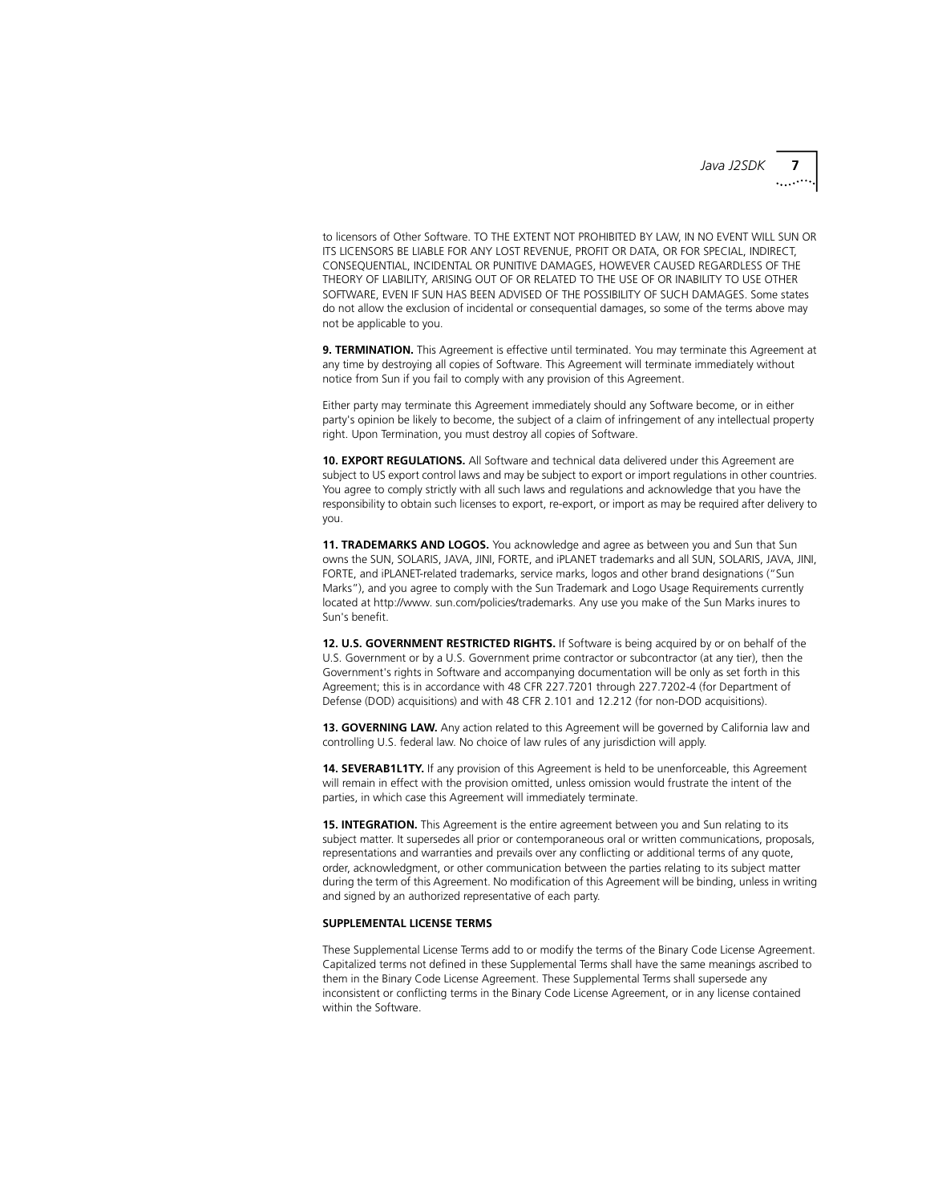to licensors of Other Software. TO THE EXTENT NOT PROHIBITED BY LAW, IN NO EVENT WILL SUN OR ITS LICENSORS BE LIABLE FOR ANY LOST REVENUE, PROFIT OR DATA, OR FOR SPECIAL, INDIRECT, CONSEQUENTIAL, INCIDENTAL OR PUNITIVE DAMAGES, HOWEVER CAUSED REGARDLESS OF THE THEORY OF LIABILITY, ARISING OUT OF OR RELATED TO THE USE OF OR INABILITY TO USE OTHER SOFTWARE, EVEN IF SUN HAS BEEN ADVISED OF THE POSSIBILITY OF SUCH DAMAGES. Some states do not allow the exclusion of incidental or consequential damages, so some of the terms above may not be applicable to you.

**9. TERMINATION.** This Agreement is effective until terminated. You may terminate this Agreement at any time by destroying all copies of Software. This Agreement will terminate immediately without notice from Sun if you fail to comply with any provision of this Agreement.

Either party may terminate this Agreement immediately should any Software become, or in either party's opinion be likely to become, the subject of a claim of infringement of any intellectual property right. Upon Termination, you must destroy all copies of Software.

**10. EXPORT REGULATIONS.** All Software and technical data delivered under this Agreement are subject to US export control laws and may be subject to export or import regulations in other countries. You agree to comply strictly with all such laws and regulations and acknowledge that you have the responsibility to obtain such licenses to export, re-export, or import as may be required after delivery to you.

**11. TRADEMARKS AND LOGOS.** You acknowledge and agree as between you and Sun that Sun owns the SUN, SOLARIS, JAVA, JINI, FORTE, and iPLANET trademarks and all SUN, SOLARIS, JAVA, JINI, FORTE, and iPLANET-related trademarks, service marks, logos and other brand designations ("Sun Marks"), and you agree to comply with the Sun Trademark and Logo Usage Requirements currently located at http://www. sun.com/policies/trademarks. Any use you make of the Sun Marks inures to Sun's benefit.

**12. U.S. GOVERNMENT RESTRICTED RIGHTS.** If Software is being acquired by or on behalf of the U.S. Government or by a U.S. Government prime contractor or subcontractor (at any tier), then the Government's rights in Software and accompanying documentation will be only as set forth in this Agreement; this is in accordance with 48 CFR 227.7201 through 227.7202-4 (for Department of Defense (DOD) acquisitions) and with 48 CFR 2.101 and 12.212 (for non-DOD acquisitions).

**13. GOVERNING LAW.** Any action related to this Agreement will be governed by California law and controlling U.S. federal law. No choice of law rules of any jurisdiction will apply.

**14. SEVERAB1L1TY.** If any provision of this Agreement is held to be unenforceable, this Agreement will remain in effect with the provision omitted, unless omission would frustrate the intent of the parties, in which case this Agreement will immediately terminate.

**15. INTEGRATION.** This Agreement is the entire agreement between you and Sun relating to its subject matter. It supersedes all prior or contemporaneous oral or written communications, proposals, representations and warranties and prevails over any conflicting or additional terms of any quote, order, acknowledgment, or other communication between the parties relating to its subject matter during the term of this Agreement. No modification of this Agreement will be binding, unless in writing and signed by an authorized representative of each party.

**SUPPLEMENTAL LICENSE TERMS**

These Supplemental License Terms add to or modify the terms of the Binary Code License Agreement. Capitalized terms not defined in these Supplemental Terms shall have the same meanings ascribed to them in the Binary Code License Agreement. These Supplemental Terms shall supersede any inconsistent or conflicting terms in the Binary Code License Agreement, or in any license contained within the Software.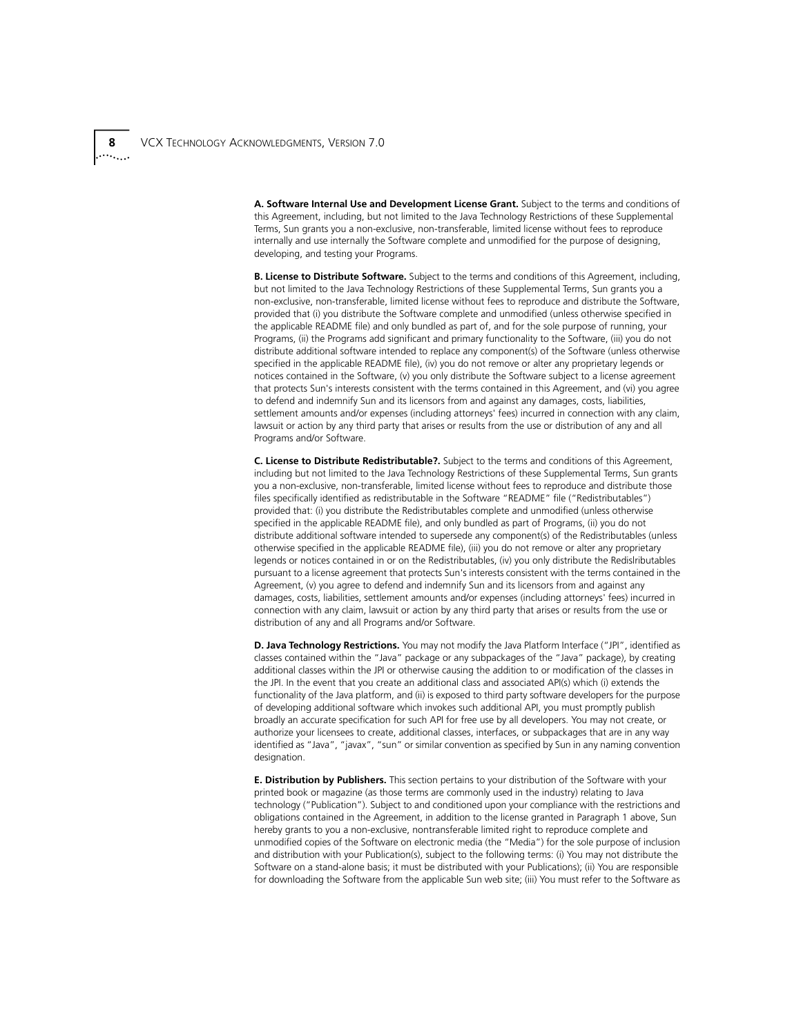**A. Software Internal Use and Development License Grant.** Subject to the terms and conditions of this Agreement, including, but not limited to the Java Technology Restrictions of these Supplemental Terms, Sun grants you a non-exclusive, non-transferable, limited license without fees to reproduce internally and use internally the Software complete and unmodified for the purpose of designing, developing, and testing your Programs.

**B. License to Distribute Software.** Subject to the terms and conditions of this Agreement, including, but not limited to the Java Technology Restrictions of these Supplemental Terms, Sun grants you a non-exclusive, non-transferable, limited license without fees to reproduce and distribute the Software, provided that (i) you distribute the Software complete and unmodified (unless otherwise specified in the applicable README file) and only bundled as part of, and for the sole purpose of running, your Programs, (ii) the Programs add significant and primary functionality to the Software, (iii) you do not distribute additional software intended to replace any component(s) of the Software (unless otherwise specified in the applicable README file), (iv) you do not remove or alter any proprietary legends or notices contained in the Software, (v) you only distribute the Software subject to a license agreement that protects Sun's interests consistent with the terms contained in this Agreement, and (vi) you agree to defend and indemnify Sun and its licensors from and against any damages, costs, liabilities, settlement amounts and/or expenses (including attorneys' fees) incurred in connection with any claim, lawsuit or action by any third party that arises or results from the use or distribution of any and all Programs and/or Software.

**C. License to Distribute Redistributable?.** Subject to the terms and conditions of this Agreement, including but not limited to the Java Technology Restrictions of these Supplemental Terms, Sun grants you a non-exclusive, non-transferable, limited license without fees to reproduce and distribute those files specifically identified as redistributable in the Software "README" file ("Redistributables") provided that: (i) you distribute the Redistributables complete and unmodified (unless otherwise specified in the applicable README file), and only bundled as part of Programs, (ii) you do not distribute additional software intended to supersede any component(s) of the Redistributables (unless otherwise specified in the applicable README file), (iii) you do not remove or alter any proprietary legends or notices contained in or on the Redistributables, (iv) you only distribute the Redislributables pursuant to a license agreement that protects Sun's interests consistent with the terms contained in the Agreement, (v) you agree to defend and indemnify Sun and its licensors from and against any damages, costs, liabilities, settlement amounts and/or expenses (including attorneys' fees) incurred in connection with any claim, lawsuit or action by any third party that arises or results from the use or distribution of any and all Programs and/or Software.

**D. Java Technology Restrictions.** You may not modify the Java Platform Interface ("JPI", identified as classes contained within the "Java" package or any subpackages of the "Java" package), by creating additional classes within the JPI or otherwise causing the addition to or modification of the classes in the JPI. In the event that you create an additional class and associated API(s) which (i) extends the functionality of the Java platform, and (ii) is exposed to third party software developers for the purpose of developing additional software which invokes such additional API, you must promptly publish broadly an accurate specification for such API for free use by all developers. You may not create, or authorize your licensees to create, additional classes, interfaces, or subpackages that are in any way identified as "Java", "javax", "sun" or similar convention as specified by Sun in any naming convention designation.

**E. Distribution by Publishers.** This section pertains to your distribution of the Software with your printed book or magazine (as those terms are commonly used in the industry) relating to Java technology ("Publication"). Subject to and conditioned upon your compliance with the restrictions and obligations contained in the Agreement, in addition to the license granted in Paragraph 1 above, Sun hereby grants to you a non-exclusive, nontransferable limited right to reproduce complete and unmodified copies of the Software on electronic media (the "Media") for the sole purpose of inclusion and distribution with your Publication(s), subject to the following terms: (i) You may not distribute the Software on a stand-alone basis; it must be distributed with your Publications); (ii) You are responsible for downloading the Software from the applicable Sun web site; (iii) You must refer to the Software as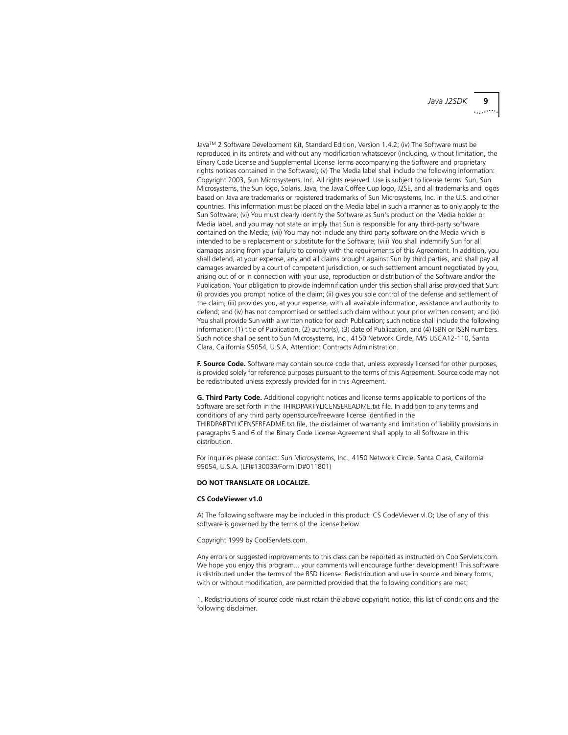Java™ 2 Software Development Kit, Standard Edition, Version 1.4.2; (iv) The Software must be reproduced in its entirety and without any modification whatsoever (including, without limitation, the Binary Code License and Supplemental License Terms accompanying the Software and proprietary rights notices contained in the Software); (v) The Media label shall include the following information: Copyright 2003, Sun Microsystems, Inc. All rights reserved. Use is subject to license terms. Sun, Sun Microsystems, the Sun logo, Solaris, Java, the Java Coffee Cup logo, J2SE, and all trademarks and logos based on Java are trademarks or registered trademarks of Sun Microsystems, Inc. in the U.S. and other countries. This information must be placed on the Media label in such a manner as to only apply to the Sun Software; (vi) You must clearly identify the Software as Sun's product on the Media holder or Media label, and you may not state or imply that Sun is responsible for any third-party software contained on the Media; (vii) You may not include any third party software on the Media which is intended to be a replacement or substitute for the Software; (viii) You shall indemnify Sun for all damages arising from your failure to comply with the requirements of this Agreement. In addition, you shall defend, at your expense, any and all claims brought against Sun by third parties, and shall pay all damages awarded by a court of competent jurisdiction, or such settlement amount negotiated by you, arising out of or in connection with your use, reproduction or distribution of the Software and/or the Publication. Your obligation to provide indemnification under this section shall arise provided that Sun: (i) provides you prompt notice of the claim; (ii) gives you sole control of the defense and settlement of the claim; (iii) provides you, at your expense, with all available information, assistance and authority to defend; and (iv) has not compromised or settled such claim without your prior written consent; and (ix) You shall provide Sun with a written notice for each Publication; such notice shall include the following information: (1) title of Publication, (2) author(s), (3) date of Publication, and (4) ISBN or ISSN numbers. Such notice shall be sent to Sun Microsystems, Inc., 4150 Network Circle, M/S USCA12-110, Santa Clara, California 95054, U.S.A, Attention: Contracts Administration.

**F. Source Code.** Software may contain source code that, unless expressly licensed for other purposes, is provided solely for reference purposes pursuant to the terms of this Agreement. Source code may not be redistributed unless expressly provided for in this Agreement.

**G. Third Party Code.** Additional copyright notices and license terms applicable to portions of the Software are set forth in the THIRDPARTYLICENSEREADME.txt file. In addition to any terms and conditions of any third party opensource/freeware license identified in the THIRDPARTYLICENSEREADME.txt file, the disclaimer of warranty and limitation of liability provisions in paragraphs 5 and 6 of the Binary Code License Agreement shall apply to all Software in this distribution.

For inquiries please contact: Sun Microsystems, Inc., 4150 Network Circle, Santa Clara, California 95054, U.S.A. (LFI#130039/Form ID#011801)

**DO NOT TRANSLATE OR LOCALIZE.**

**CS CodeViewer v1.0**

A) The following software may be included in this product: CS CodeViewer vl.O; Use of any of this software is governed by the terms of the license below:

Copyright 1999 by CoolServlets.com.

Any errors or suggested improvements to this class can be reported as instructed on CoolServlets.com. We hope you enjoy this program... your comments will encourage further development! This software is distributed under the terms of the BSD License. Redistribution and use in source and binary forms, with or without modification, are permitted provided that the following conditions are met;

1. Redistributions of source code must retain the above copyright notice, this list of conditions and the following disclaimer.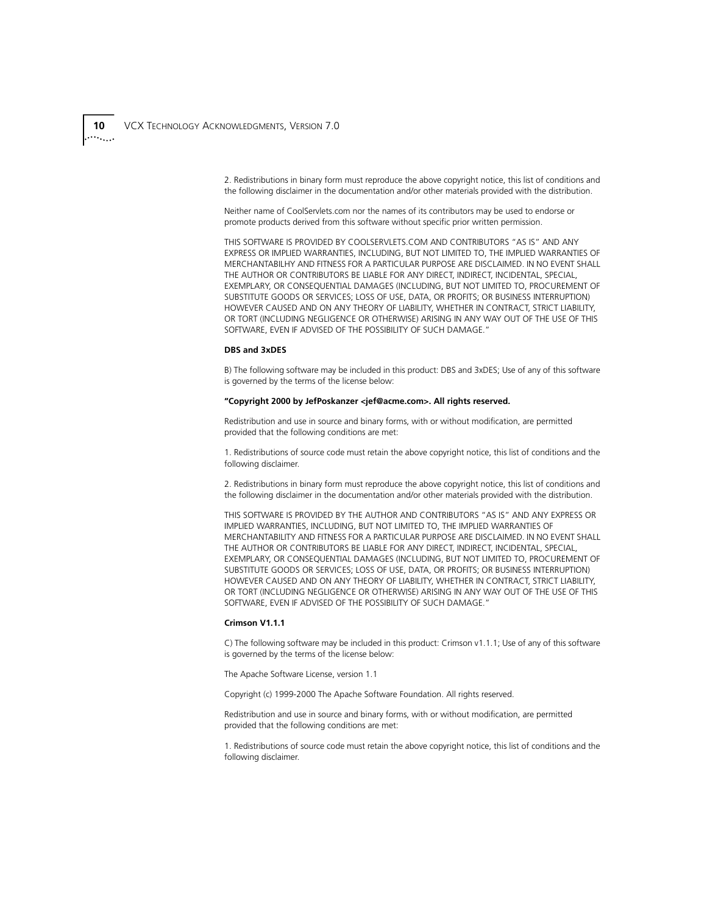2. Redistributions in binary form must reproduce the above copyright notice, this list of conditions and the following disclaimer in the documentation and/or other materials provided with the distribution.

Neither name of CoolServlets.com nor the names of its contributors may be used to endorse or promote products derived from this software without specific prior written permission.

THIS SOFTWARE IS PROVIDED BY COOLSERVLETS.COM AND CONTRIBUTORS "AS IS" AND ANY EXPRESS OR IMPLIED WARRANTIES, INCLUDING, BUT NOT LIMITED TO, THE IMPLIED WARRANTIES OF MERCHANTABILHY AND FITNESS FOR A PARTICULAR PURPOSE ARE DISCLAIMED. IN NO EVENT SHALL THE AUTHOR OR CONTRIBUTORS BE LIABLE FOR ANY DIRECT, INDIRECT, INCIDENTAL, SPECIAL, EXEMPLARY, OR CONSEQUENTIAL DAMAGES (INCLUDING, BUT NOT LIMITED TO, PROCUREMENT OF SUBSTITUTE GOODS OR SERVICES; LOSS OF USE, DATA, OR PROFITS; OR BUSINESS INTERRUPTION) HOWEVER CAUSED AND ON ANY THEORY OF LIABILITY, WHETHER IN CONTRACT, STRICT LIABILITY, OR TORT (INCLUDING NEGLIGENCE OR OTHERWISE) ARISING IN ANY WAY OUT OF THE USE OF THIS SOFTWARE, EVEN IF ADVISED OF THE POSSIBILITY OF SUCH DAMAGE."

**DBS and 3xDES**

B) The following software may be included in this product: DBS and 3xDES; Use of any of this software is governed by the terms of the license below:

**"Copyright 2000 by JefPoskanzer <jef@acme.com>. All rights reserved.**

Redistribution and use in source and binary forms, with or without modification, are permitted provided that the following conditions are met:

1. Redistributions of source code must retain the above copyright notice, this list of conditions and the following disclaimer.

2. Redistributions in binary form must reproduce the above copyright notice, this list of conditions and the following disclaimer in the documentation and/or other materials provided with the distribution.

THIS SOFTWARE IS PROVIDED BY THE AUTHOR AND CONTRIBUTORS "AS IS" AND ANY EXPRESS OR IMPLIED WARRANTIES, INCLUDING, BUT NOT LIMITED TO, THE IMPLIED WARRANTIES OF MERCHANTABILITY AND FITNESS FOR A PARTICULAR PURPOSE ARE DISCLAIMED. IN NO EVENT SHALL THE AUTHOR OR CONTRIBUTORS BE LIABLE FOR ANY DIRECT, INDIRECT, INCIDENTAL, SPECIAL, EXEMPLARY, OR CONSEQUENTIAL DAMAGES (INCLUDING, BUT NOT LIMITED TO, PROCUREMENT OF SUBSTITUTE GOODS OR SERVICES; LOSS OF USE, DATA, OR PROFITS; OR BUSINESS INTERRUPTION) HOWEVER CAUSED AND ON ANY THEORY OF LIABILITY, WHETHER IN CONTRACT, STRICT LIABILITY, OR TORT (INCLUDING NEGLIGENCE OR OTHERWISE) ARISING IN ANY WAY OUT OF THE USE OF THIS SOFTWARE, EVEN IF ADVISED OF THE POSSIBILITY OF SUCH DAMAGE."

**Crimson V1.1.1**

C) The following software may be included in this product: Crimson v1.1.1; Use of any of this software is governed by the terms of the license below:

The Apache Software License, version 1.1

Copyright (c) 1999-2000 The Apache Software Foundation. All rights reserved.

Redistribution and use in source and binary forms, with or without modification, are permitted provided that the following conditions are met:

1. Redistributions of source code must retain the above copyright notice, this list of conditions and the following disclaimer.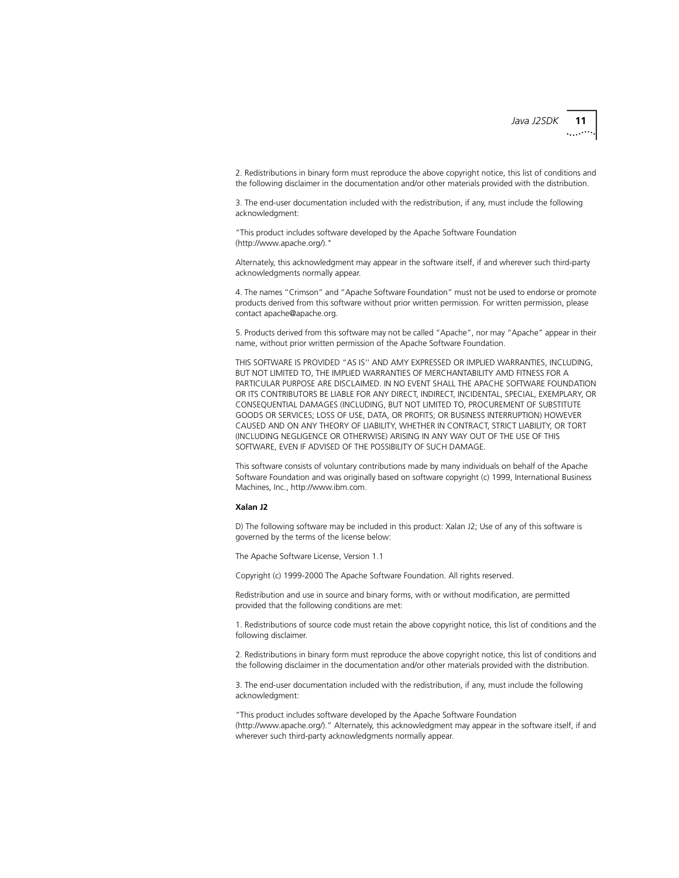2. Redistributions in binary form must reproduce the above copyright notice, this list of conditions and the following disclaimer in the documentation and/or other materials provided with the distribution.

3. The end-user documentation included with the redistribution, if any, must include the following acknowledgment:

"This product includes software developed by the Apache Software Foundation (http://www.apache.org/)."

Alternately, this acknowledgment may appear in the software itself, if and wherever such third-party acknowledgments normally appear.

4. The names "Crimson" and "Apache Software Foundation" must not be used to endorse or promote products derived from this software without prior written permission. For written permission, please contact apache@apache.org.

5. Products derived from this software may not be called "Apache", nor may "Apache" appear in their name, without prior written permission of the Apache Software Foundation.

THIS SOFTWARE IS PROVIDED "AS IS'' AND AMY EXPRESSED OR IMPLIED WARRANTIES, INCLUDING, BUT NOT LIMITED TO, THE IMPLIED WARRANTIES OF MERCHANTABILITY AMD FITNESS FOR A PARTICULAR PURPOSE ARE DISCLAIMED. IN NO EVENT SHALL THE APACHE SOFTWARE FOUNDATION OR ITS CONTRIBUTORS BE LIABLE FOR ANY DIRECT, INDIRECT, INCIDENTAL, SPECIAL, EXEMPLARY, OR CONSEQUENTIAL DAMAGES (INCLUDING, BUT NOT LIMITED TO, PROCUREMENT OF SUBSTITUTE GOODS OR SERVICES; LOSS OF USE, DATA, OR PROFITS; OR BUSINESS INTERRUPTION) HOWEVER CAUSED AND ON ANY THEORY OF LIABILITY, WHETHER IN CONTRACT, STRICT LIABILITY, OR TORT (INCLUDING NEGLIGENCE OR OTHERWISE) ARISING IN ANY WAY OUT OF THE USE OF THIS SOFTWARE, EVEN IF ADVISED OF THE POSSIBILITY OF SUCH DAMAGE.

This software consists of voluntary contributions made by many individuals on behalf of the Apache Software Foundation and was originally based on software copyright (c) 1999, International Business Machines, Inc., http://www.ibm.com.

**Xalan J2**

D) The following software may be included in this product: Xalan J2; Use of any of this software is governed by the terms of the license below:

The Apache Software License, Version 1.1

Copyright (c) 1999-2000 The Apache Software Foundation. All rights reserved.

Redistribution and use in source and binary forms, with or without modification, are permitted provided that the following conditions are met:

1. Redistributions of source code must retain the above copyright notice, this list of conditions and the following disclaimer.

2. Redistributions in binary form must reproduce the above copyright notice, this list of conditions and the following disclaimer in the documentation and/or other materials provided with the distribution.

3. The end-user documentation included with the redistribution, if any, must include the following acknowledgment:

"This product includes software developed by the Apache Software Foundation (http://www.apache.org/)." Alternately, this acknowledgment may appear in the software itself, if and wherever such third-party acknowledgments normally appear.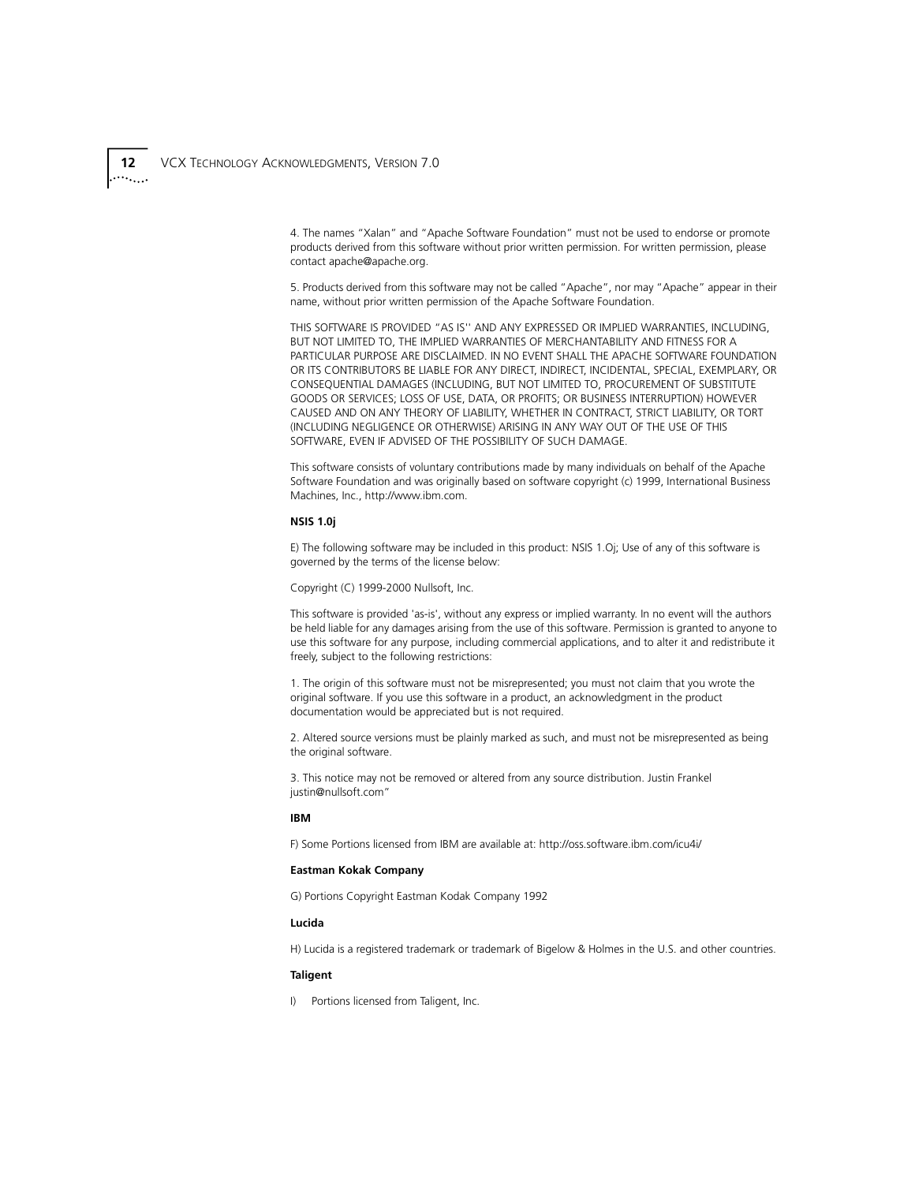4. The names “Xalan” and “Apache Software Foundation” must not be used to endorse or promote products derived from this software without prior written permission. For written permission, please contact apache@apache.org.

5. Products derived from this software may not be called “Apache”, nor may “Apache” appear in their name, without prior written permission of the Apache Software Foundation.

THIS SOFTWARE IS PROVIDED “AS IS'' AND ANY EXPRESSED OR IMPLIED WARRANTIES, INCLUDING, BUT NOT LIMITED TO, THE IMPLIED WARRANTIES OF MERCHANTABILITY AND FITNESS FOR A PARTICULAR PURPOSE ARE DISCLAIMED. IN NO EVENT SHALL THE APACHE SOFTWARE FOUNDATION OR ITS CONTRIBUTORS BE LIABLE FOR ANY DIRECT, INDIRECT, INCIDENTAL, SPECIAL, EXEMPLARY, OR CONSEQUENTIAL DAMAGES (INCLUDING, BUT NOT LIMITED TO, PROCUREMENT OF SUBSTITUTE GOODS OR SERVICES; LOSS OF USE, DATA, OR PROFITS; OR BUSINESS INTERRUPTION) HOWEVER CAUSED AND ON ANY THEORY OF LIABILITY, WHETHER IN CONTRACT, STRICT LIABILITY, OR TORT (INCLUDING NEGLIGENCE OR OTHERWISE) ARISING IN ANY WAY OUT OF THE USE OF THIS SOFTWARE, EVEN IF ADVISED OF THE POSSIBILITY OF SUCH DAMAGE.

This software consists of voluntary contributions made by many individuals on behalf of the Apache Software Foundation and was originally based on software copyright (c) 1999, International Business Machines, Inc., http://www.ibm.com.

**NSIS 1.0j**

E) The following software may be included in this product: NSIS 1.Oj; Use of any of this software is governed by the terms of the license below:

Copyright (C) 1999-2000 Nullsoft, Inc.

This software is provided 'as-is', without any express or implied warranty. In no event will the authors be held liable for any damages arising from the use of this software. Permission is granted to anyone to use this software for any purpose, including commercial applications, and to alter it and redistribute it freely, subject to the following restrictions:

1. The origin of this software must not be misrepresented; you must not claim that you wrote the original software. If you use this software in a product, an acknowledgment in the product documentation would be appreciated but is not required.

2. Altered source versions must be plainly marked as such, and must not be misrepresented as being the original software.

3. This notice may not be removed or altered from any source distribution. Justin Frankel justin@nullsoft.com”

**IBM**

F) Some Portions licensed from IBM are available at: http://oss.software.ibm.com/icu4i/

**Eastman Kokak Company**

G) Portions Copyright Eastman Kodak Company 1992

**Lucida**

H) Lucida is a registered trademark or trademark of Bigelow & Holmes in the U.S. and other countries.

**Taligent**

I) Portions licensed from Taligent, Inc.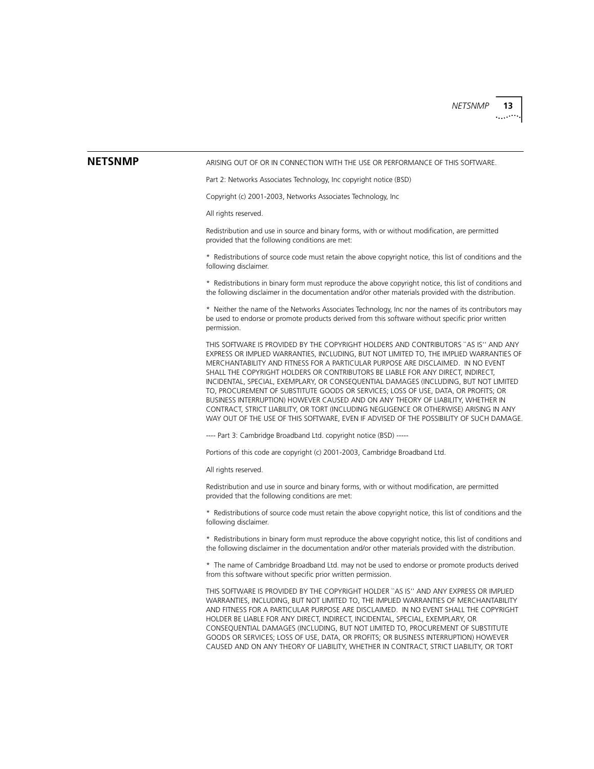## NETSNMP

ARISING OUT OF OR IN CONNECTION WITH THE USE OR PERFORMANCE OF THIS SOFTWARE.

Part 2: Networks Associates Technology, Inc copyright notice (BSD)

Copyright (c) 2001-2003, Networks Associates Technology, Inc

All rights reserved.

Redistribution and use in source and binary forms, with or without modification, are permitted provided that the following conditions are met:

* Redistributions of source code must retain the above copyright notice, this list of conditions and the following disclaimer.

* Redistributions in binary form must reproduce the above copyright notice, this list of conditions and the following disclaimer in the documentation and/or other materials provided with the distribution.

* Neither the name of the Networks Associates Technology, Inc nor the names of its contributors may be used to endorse or promote products derived from this software without specific prior written permission.

THIS SOFTWARE IS PROVIDED BY THE COPYRIGHT HOLDERS AND CONTRIBUTORS ``AS IS'' AND ANY EXPRESS OR IMPLIED WARRANTIES, INCLUDING, BUT NOT LIMITED TO, THE IMPLIED WARRANTIES OF MERCHANTABILITY AND FITNESS FOR A PARTICULAR PURPOSE ARE DISCLAIMED. IN NO EVENT SHALL THE COPYRIGHT HOLDERS OR CONTRIBUTORS BE LIABLE FOR ANY DIRECT, INDIRECT, INCIDENTAL, SPECIAL, EXEMPLARY, OR CONSEQUENTIAL DAMAGES (INCLUDING, BUT NOT LIMITED TO, PROCUREMENT OF SUBSTITUTE GOODS OR SERVICES; LOSS OF USE, DATA, OR PROFITS; OR BUSINESS INTERRUPTION) HOWEVER CAUSED AND ON ANY THEORY OF LIABILITY, WHETHER IN CONTRACT, STRICT LIABILITY, OR TORT (INCLUDING NEGLIGENCE OR OTHERWISE) ARISING IN ANY WAY OUT OF THE USE OF THIS SOFTWARE, EVEN IF ADVISED OF THE POSSIBILITY OF SUCH DAMAGE.

---- Part 3: Cambridge Broadband Ltd. copyright notice (BSD) -----

Portions of this code are copyright (c) 2001-2003, Cambridge Broadband Ltd.

All rights reserved.

Redistribution and use in source and binary forms, with or without modification, are permitted provided that the following conditions are met:

* Redistributions of source code must retain the above copyright notice, this list of conditions and the following disclaimer.

* Redistributions in binary form must reproduce the above copyright notice, this list of conditions and the following disclaimer in the documentation and/or other materials provided with the distribution.

* The name of Cambridge Broadband Ltd. may not be used to endorse or promote products derived from this software without specific prior written permission.

THIS SOFTWARE IS PROVIDED BY THE COPYRIGHT HOLDER ``AS IS'' AND ANY EXPRESS OR IMPLIED WARRANTIES, INCLUDING, BUT NOT LIMITED TO, THE IMPLIED WARRANTIES OF MERCHANTABILITY AND FITNESS FOR A PARTICULAR PURPOSE ARE DISCLAIMED. IN NO EVENT SHALL THE COPYRIGHT HOLDER BE LIABLE FOR ANY DIRECT, INDIRECT, INCIDENTAL, SPECIAL, EXEMPLARY, OR CONSEQUENTIAL DAMAGES (INCLUDING, BUT NOT LIMITED TO, PROCUREMENT OF SUBSTITUTE GOODS OR SERVICES; LOSS OF USE, DATA, OR PROFITS; OR BUSINESS INTERRUPTION) HOWEVER CAUSED AND ON ANY THEORY OF LIABILITY, WHETHER IN CONTRACT, STRICT LIABILITY, OR TORT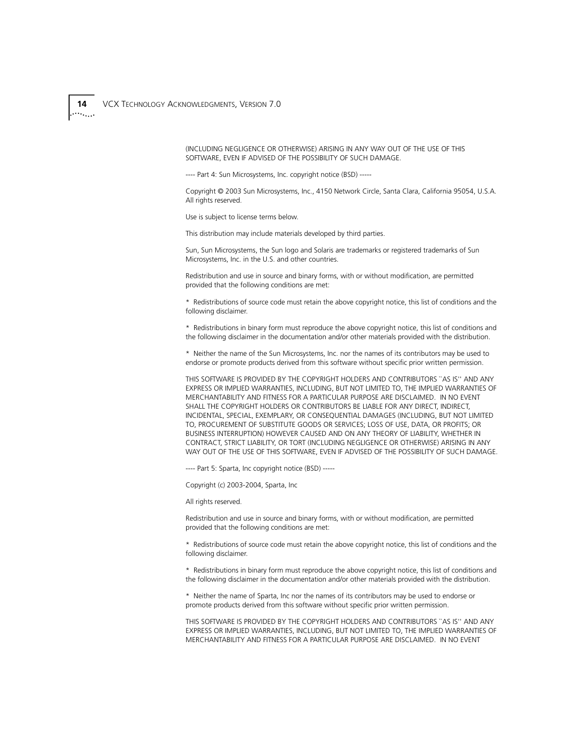(INCLUDING NEGLIGENCE OR OTHERWISE) ARISING IN ANY WAY OUT OF THE USE OF THIS SOFTWARE, EVEN IF ADVISED OF THE POSSIBILITY OF SUCH DAMAGE.

---- Part 4: Sun Microsystems, Inc. copyright notice (BSD) -----

Copyright © 2003 Sun Microsystems, Inc., 4150 Network Circle, Santa Clara, California 95054, U.S.A. All rights reserved.

Use is subject to license terms below.

This distribution may include materials developed by third parties.

Sun, Sun Microsystems, the Sun logo and Solaris are trademarks or registered trademarks of Sun Microsystems, Inc. in the U.S. and other countries.

Redistribution and use in source and binary forms, with or without modification, are permitted provided that the following conditions are met:

* Redistributions of source code must retain the above copyright notice, this list of conditions and the following disclaimer.

* Redistributions in binary form must reproduce the above copyright notice, this list of conditions and the following disclaimer in the documentation and/or other materials provided with the distribution.

* Neither the name of the Sun Microsystems, Inc. nor the names of its contributors may be used to endorse or promote products derived from this software without specific prior written permission.

THIS SOFTWARE IS PROVIDED BY THE COPYRIGHT HOLDERS AND CONTRIBUTORS ``AS IS'' AND ANY EXPRESS OR IMPLIED WARRANTIES, INCLUDING, BUT NOT LIMITED TO, THE IMPLIED WARRANTIES OF MERCHANTABILITY AND FITNESS FOR A PARTICULAR PURPOSE ARE DISCLAIMED. IN NO EVENT SHALL THE COPYRIGHT HOLDERS OR CONTRIBUTORS BE LIABLE FOR ANY DIRECT, INDIRECT, INCIDENTAL, SPECIAL, EXEMPLARY, OR CONSEQUENTIAL DAMAGES (INCLUDING, BUT NOT LIMITED TO, PROCUREMENT OF SUBSTITUTE GOODS OR SERVICES; LOSS OF USE, DATA, OR PROFITS; OR BUSINESS INTERRUPTION) HOWEVER CAUSED AND ON ANY THEORY OF LIABILITY, WHETHER IN CONTRACT, STRICT LIABILITY, OR TORT (INCLUDING NEGLIGENCE OR OTHERWISE) ARISING IN ANY WAY OUT OF THE USE OF THIS SOFTWARE, EVEN IF ADVISED OF THE POSSIBILITY OF SUCH DAMAGE.

---- Part 5: Sparta, Inc copyright notice (BSD) -----

Copyright (c) 2003-2004, Sparta, Inc

All rights reserved.

Redistribution and use in source and binary forms, with or without modification, are permitted provided that the following conditions are met:

* Redistributions of source code must retain the above copyright notice, this list of conditions and the following disclaimer.

* Redistributions in binary form must reproduce the above copyright notice, this list of conditions and the following disclaimer in the documentation and/or other materials provided with the distribution.

* Neither the name of Sparta, Inc nor the names of its contributors may be used to endorse or promote products derived from this software without specific prior written permission.

THIS SOFTWARE IS PROVIDED BY THE COPYRIGHT HOLDERS AND CONTRIBUTORS ``AS IS'' AND ANY EXPRESS OR IMPLIED WARRANTIES, INCLUDING, BUT NOT LIMITED TO, THE IMPLIED WARRANTIES OF MERCHANTABILITY AND FITNESS FOR A PARTICULAR PURPOSE ARE DISCLAIMED. IN NO EVENT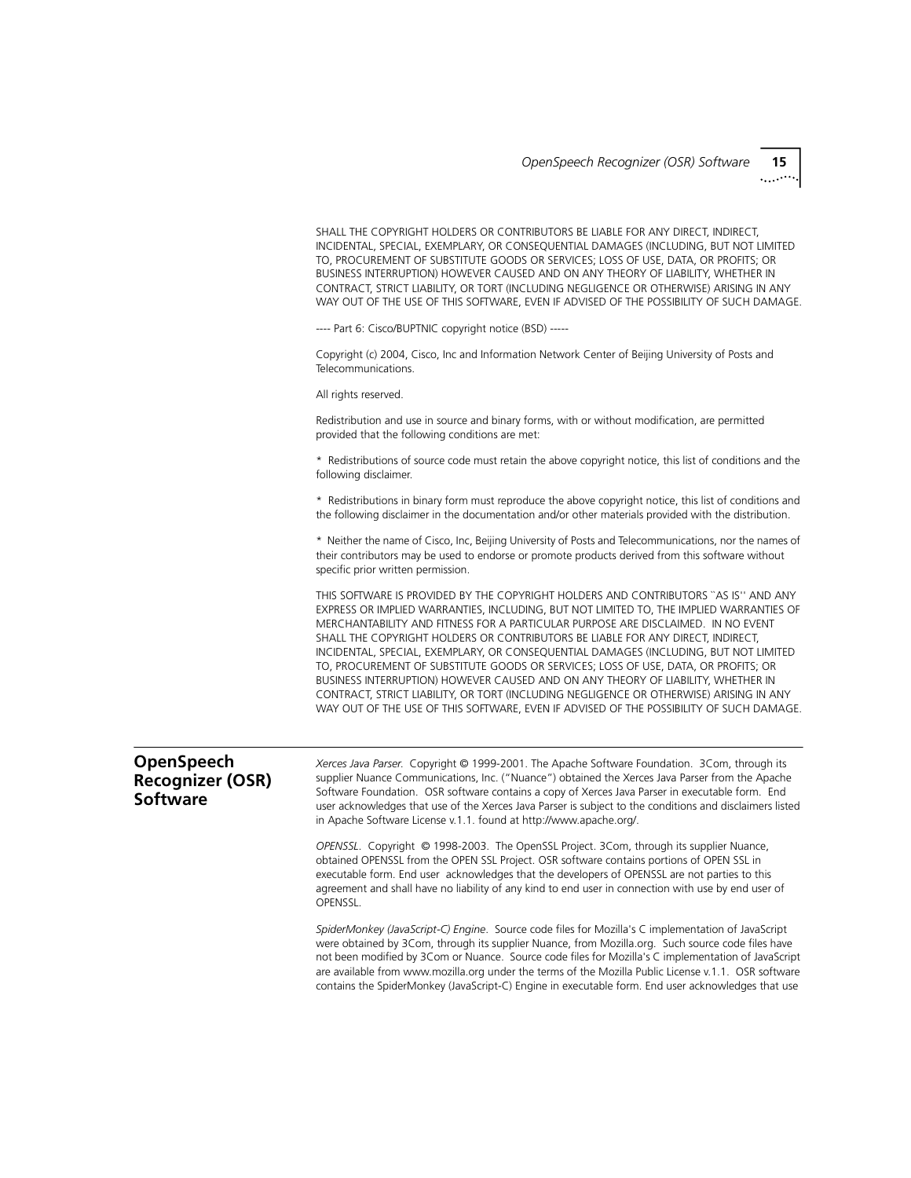SHALL THE COPYRIGHT HOLDERS OR CONTRIBUTORS BE LIABLE FOR ANY DIRECT, INDIRECT, INCIDENTAL, SPECIAL, EXEMPLARY, OR CONSEQUENTIAL DAMAGES (INCLUDING, BUT NOT LIMITED TO, PROCUREMENT OF SUBSTITUTE GOODS OR SERVICES; LOSS OF USE, DATA, OR PROFITS; OR BUSINESS INTERRUPTION) HOWEVER CAUSED AND ON ANY THEORY OF LIABILITY, WHETHER IN CONTRACT, STRICT LIABILITY, OR TORT (INCLUDING NEGLIGENCE OR OTHERWISE) ARISING IN ANY WAY OUT OF THE USE OF THIS SOFTWARE, EVEN IF ADVISED OF THE POSSIBILITY OF SUCH DAMAGE.

---- Part 6: Cisco/BUPTNIC copyright notice (BSD) -----

Copyright (c) 2004, Cisco, Inc and Information Network Center of Beijing University of Posts and Telecommunications.

All rights reserved.

Redistribution and use in source and binary forms, with or without modification, are permitted provided that the following conditions are met:

* Redistributions of source code must retain the above copyright notice, this list of conditions and the following disclaimer.

* Redistributions in binary form must reproduce the above copyright notice, this list of conditions and the following disclaimer in the documentation and/or other materials provided with the distribution.

* Neither the name of Cisco, Inc, Beijing University of Posts and Telecommunications, nor the names of their contributors may be used to endorse or promote products derived from this software without specific prior written permission.

THIS SOFTWARE IS PROVIDED BY THE COPYRIGHT HOLDERS AND CONTRIBUTORS ``AS IS'' AND ANY EXPRESS OR IMPLIED WARRANTIES, INCLUDING, BUT NOT LIMITED TO, THE IMPLIED WARRANTIES OF MERCHANTABILITY AND FITNESS FOR A PARTICULAR PURPOSE ARE DISCLAIMED. IN NO EVENT SHALL THE COPYRIGHT HOLDERS OR CONTRIBUTORS BE LIABLE FOR ANY DIRECT, INDIRECT, INCIDENTAL, SPECIAL, EXEMPLARY, OR CONSEQUENTIAL DAMAGES (INCLUDING, BUT NOT LIMITED TO, PROCUREMENT OF SUBSTITUTE GOODS OR SERVICES; LOSS OF USE, DATA, OR PROFITS; OR BUSINESS INTERRUPTION) HOWEVER CAUSED AND ON ANY THEORY OF LIABILITY, WHETHER IN CONTRACT, STRICT LIABILITY, OR TORT (INCLUDING NEGLIGENCE OR OTHERWISE) ARISING IN ANY WAY OUT OF THE USE OF THIS SOFTWARE, EVEN IF ADVISED OF THE POSSIBILITY OF SUCH DAMAGE.

## OpenSpeech Recognizer (OSR) Software

*Xerces Java Parser.* Copyright © 1999-2001. The Apache Software Foundation. 3Com, through its supplier Nuance Communications, Inc. ("Nuance") obtained the Xerces Java Parser from the Apache Software Foundation. OSR software contains a copy of Xerces Java Parser in executable form. End user acknowledges that use of the Xerces Java Parser is subject to the conditions and disclaimers listed in Apache Software License v.1.1. found at http://www.apache.org/.

*OPENSSL.* Copyright © 1998-2003. The OpenSSL Project. 3Com, through its supplier Nuance, obtained OPENSSL from the OPEN SSL Project. OSR software contains portions of OPEN SSL in executable form. End user acknowledges that the developers of OPENSSL are not parties to this agreement and shall have no liability of any kind to end user in connection with use by end user of OPENSSL.

*SpiderMonkey (JavaScript-C) Engine.* Source code files for Mozilla's C implementation of JavaScript were obtained by 3Com, through its supplier Nuance, from Mozilla.org. Such source code files have not been modified by 3Com or Nuance. Source code files for Mozilla's C implementation of JavaScript are available from www.mozilla.org under the terms of the Mozilla Public License v.1.1. OSR software contains the SpiderMonkey (JavaScript-C) Engine in executable form. End user acknowledges that use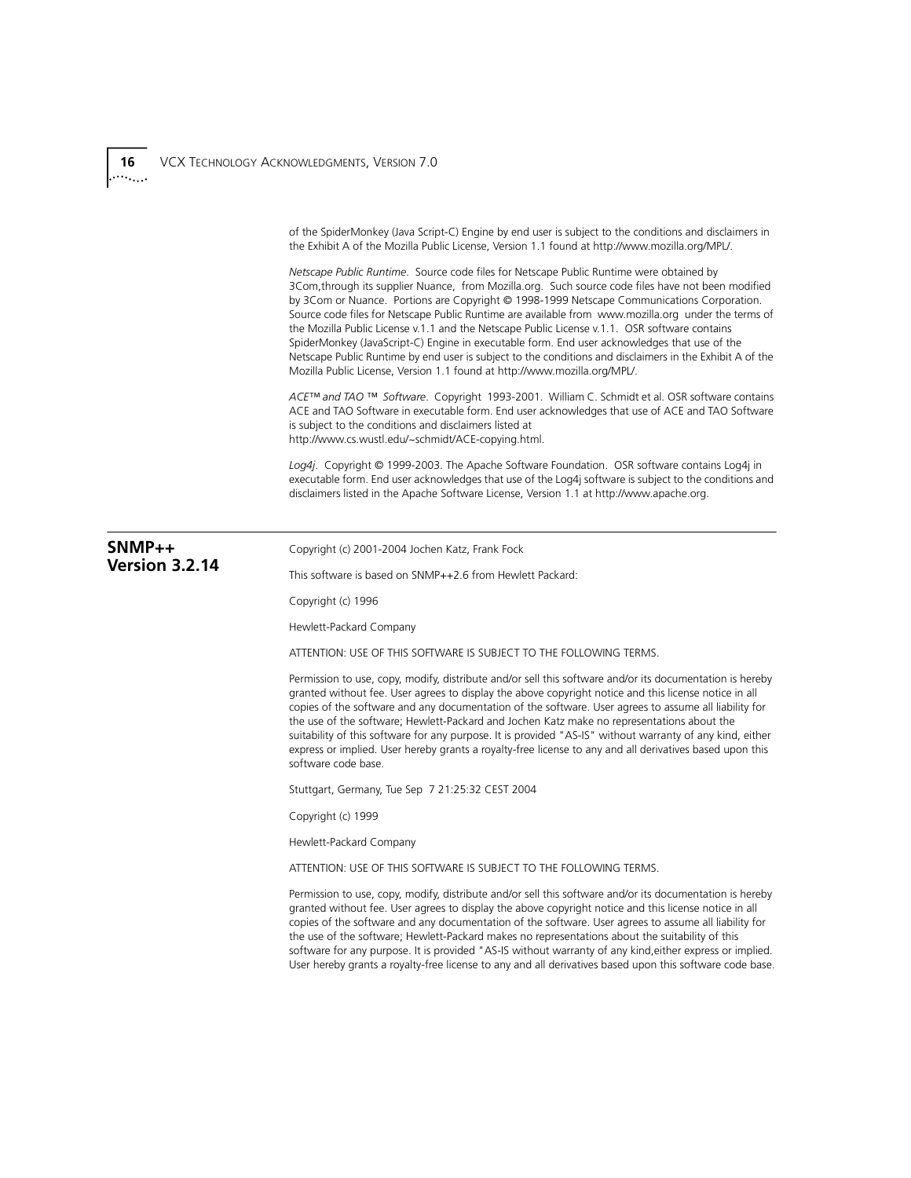of the SpiderMonkey (Java Script-C) Engine by end user is subject to the conditions and disclaimers in the Exhibit A of the Mozilla Public License, Version 1.1 found at http://www.mozilla.org/MPL/.

*Netscape Public Runtime.* Source code files for Netscape Public Runtime were obtained by 3Com,through its supplier Nuance, from Mozilla.org. Such source code files have not been modified by 3Com or Nuance. Portions are Copyright © 1998-1999 Netscape Communications Corporation. Source code files for Netscape Public Runtime are available from www.mozilla.org under the terms of the Mozilla Public License v.1.1 and the Netscape Public License v.1.1. OSR software contains SpiderMonkey (JavaScript-C) Engine in executable form. End user acknowledges that use of the Netscape Public Runtime by end user is subject to the conditions and disclaimers in the Exhibit A of the Mozilla Public License, Version 1.1 found at http://www.mozilla.org/MPL/.

*ACE™ and TAO ™ Software.* Copyright 1993-2001. William C. Schmidt et al. OSR software contains ACE and TAO Software in executable form. End user acknowledges that use of ACE and TAO Software is subject to the conditions and disclaimers listed at http://www.cs.wustl.edu/~schmidt/ACE-copying.html.

*Log4j.* Copyright © 1999-2003. The Apache Software Foundation. OSR software contains Log4j in executable form. End user acknowledges that use of the Log4j software is subject to the conditions and disclaimers listed in the Apache Software License, Version 1.1 at http://www.apache.org.

## SNMP++ Version 3.2.14

Copyright (c) 2001-2004 Jochen Katz, Frank Fock

This software is based on SNMP++2.6 from Hewlett Packard:

Copyright (c) 1996

Hewlett-Packard Company

ATTENTION: USE OF THIS SOFTWARE IS SUBJECT TO THE FOLLOWING TERMS.

Permission to use, copy, modify, distribute and/or sell this software and/or its documentation is hereby granted without fee. User agrees to display the above copyright notice and this license notice in all copies of the software and any documentation of the software. User agrees to assume all liability for the use of the software; Hewlett-Packard and Jochen Katz make no representations about the suitability of this software for any purpose. It is provided "AS-IS" without warranty of any kind, either express or implied. User hereby grants a royalty-free license to any and all derivatives based upon this software code base.

Stuttgart, Germany, Tue Sep 7 21:25:32 CEST 2004

Copyright (c) 1999

Hewlett-Packard Company

ATTENTION: USE OF THIS SOFTWARE IS SUBJECT TO THE FOLLOWING TERMS.

Permission to use, copy, modify, distribute and/or sell this software and/or its documentation is hereby granted without fee. User agrees to display the above copyright notice and this license notice in all copies of the software and any documentation of the software. User agrees to assume all liability for the use of the software; Hewlett-Packard makes no representations about the suitability of this software for any purpose. It is provided "AS-IS without warranty of any kind,either express or implied. User hereby grants a royalty-free license to any and all derivatives based upon this software code base.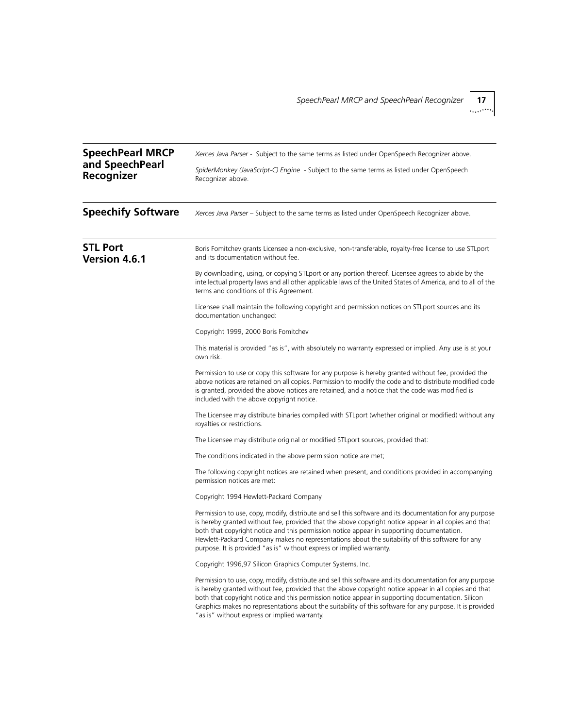## SpeechPearl MRCP and SpeechPearl Recognizer

*Xerces Java Parser* - Subject to the same terms as listed under OpenSpeech Recognizer above.

*SpiderMonkey (JavaScript-C) Engine* - Subject to the same terms as listed under OpenSpeech Recognizer above.

## Speechify Software

*Xerces Java Parser* – Subject to the same terms as listed under OpenSpeech Recognizer above.

## STL Port Version 4.6.1

Boris Fomitchev grants Licensee a non-exclusive, non-transferable, royalty-free license to use STLport and its documentation without fee.

By downloading, using, or copying STLport or any portion thereof. Licensee agrees to abide by the intellectual property laws and all other applicable laws of the United States of America, and to all of the terms and conditions of this Agreement.

Licensee shall maintain the following copyright and permission notices on STLport sources and its documentation unchanged:

Copyright 1999, 2000 Boris Fomitchev

This material is provided "as is", with absolutely no warranty expressed or implied. Any use is at your own risk.

Permission to use or copy this software for any purpose is hereby granted without fee, provided the above notices are retained on all copies. Permission to modify the code and to distribute modified code is granted, provided the above notices are retained, and a notice that the code was modified is included with the above copyright notice.

The Licensee may distribute binaries compiled with STLport (whether original or modified) without any royalties or restrictions.

The Licensee may distribute original or modified STLport sources, provided that:

The conditions indicated in the above permission notice are met;

The following copyright notices are retained when present, and conditions provided in accompanying permission notices are met:

Copyright 1994 Hewlett-Packard Company

Permission to use, copy, modify, distribute and sell this software and its documentation for any purpose is hereby granted without fee, provided that the above copyright notice appear in all copies and that both that copyright notice and this permission notice appear in supporting documentation. Hewlett-Packard Company makes no representations about the suitability of this software for any purpose. It is provided "as is" without express or implied warranty.

Copyright 1996,97 Silicon Graphics Computer Systems, Inc.

Permission to use, copy, modify, distribute and sell this software and its documentation for any purpose is hereby granted without fee, provided that the above copyright notice appear in all copies and that both that copyright notice and this permission notice appear in supporting documentation. Silicon Graphics makes no representations about the suitability of this software for any purpose. It is provided "as is" without express or implied warranty.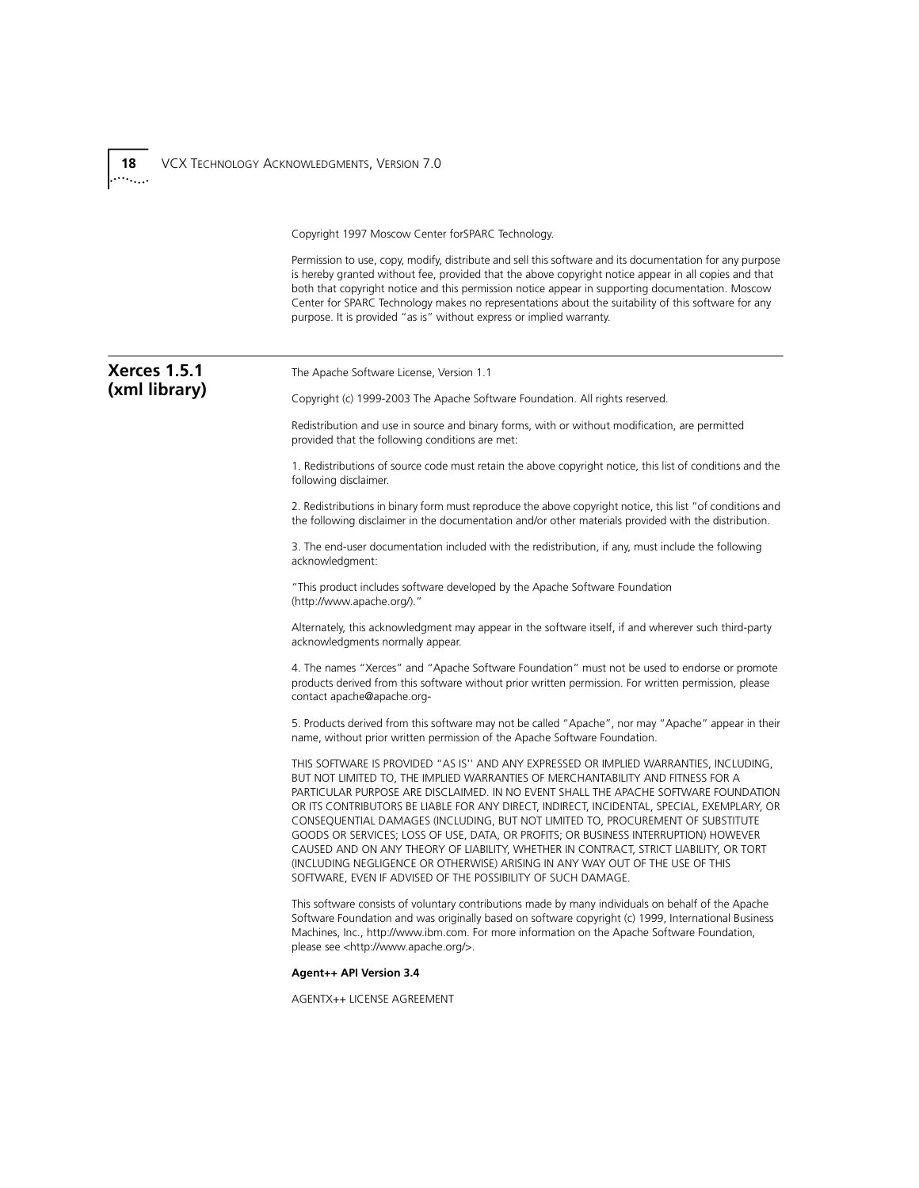Copyright 1997 Moscow Center forSPARC Technology.

Permission to use, copy, modify, distribute and sell this software and its documentation for any purpose is hereby granted without fee, provided that the above copyright notice appear in all copies and that both that copyright notice and this permission notice appear in supporting documentation. Moscow Center for SPARC Technology makes no representations about the suitability of this software for any purpose. It is provided "as is" without express or implied warranty.

## Xerces 1.5.1 (xml library)

The Apache Software License, Version 1.1

Copyright (c) 1999-2003 The Apache Software Foundation. All rights reserved.

Redistribution and use in source and binary forms, with or without modification, are permitted provided that the following conditions are met:

1. Redistributions of source code must retain the above copyright notice, this list of conditions and the following disclaimer.

2. Redistributions in binary form must reproduce the above copyright notice, this list "of conditions and the following disclaimer in the documentation and/or other materials provided with the distribution.

3. The end-user documentation included with the redistribution, if any, must include the following acknowledgment:

"This product includes software developed by the Apache Software Foundation (http://www.apache.org/)."

Alternately, this acknowledgment may appear in the software itself, if and wherever such third-party acknowledgments normally appear.

4. The names "Xerces" and "Apache Software Foundation" must not be used to endorse or promote products derived from this software without prior written permission. For written permission, please contact apache@apache.org-

5. Products derived from this software may not be called "Apache", nor may "Apache" appear in their name, without prior written permission of the Apache Software Foundation.

THIS SOFTWARE IS PROVIDED "AS IS'' AND ANY EXPRESSED OR IMPLIED WARRANTIES, INCLUDING, BUT NOT LIMITED TO, THE IMPLIED WARRANTIES OF MERCHANTABILITY AND FITNESS FOR A PARTICULAR PURPOSE ARE DISCLAIMED. IN NO EVENT SHALL THE APACHE SOFTWARE FOUNDATION OR ITS CONTRIBUTORS BE LIABLE FOR ANY DIRECT, INDIRECT, INCIDENTAL, SPECIAL, EXEMPLARY, OR CONSEQUENTIAL DAMAGES (INCLUDING, BUT NOT LIMITED TO, PROCUREMENT OF SUBSTITUTE GOODS OR SERVICES; LOSS OF USE, DATA, OR PROFITS; OR BUSINESS INTERRUPTION) HOWEVER CAUSED AND ON ANY THEORY OF LIABILITY, WHETHER IN CONTRACT, STRICT LIABILITY, OR TORT (INCLUDING NEGLIGENCE OR OTHERWISE) ARISING IN ANY WAY OUT OF THE USE OF THIS SOFTWARE, EVEN IF ADVISED OF THE POSSIBILITY OF SUCH DAMAGE.

This software consists of voluntary contributions made by many individuals on behalf of the Apache Software Foundation and was originally based on software copyright (c) 1999, International Business Machines, Inc., http://www.ibm.com. For more information on the Apache Software Foundation, please see <http://www.apache.org/>.

**Agent++ API Version 3.4**

AGENTX++ LICENSE AGREEMENT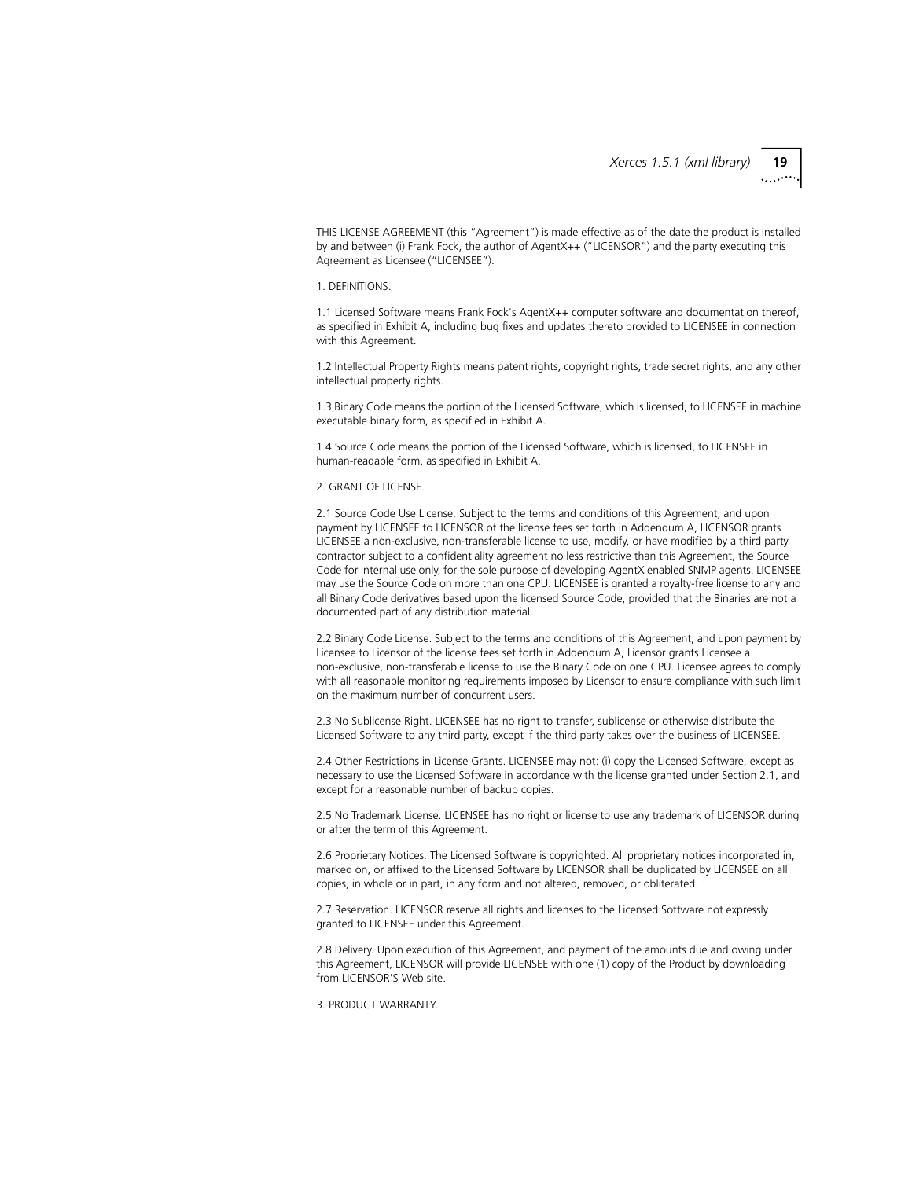THIS LICENSE AGREEMENT (this “Agreement”) is made effective as of the date the product is installed by and between (i) Frank Fock, the author of AgentX++ (“LICENSOR”) and the party executing this Agreement as Licensee (“LICENSEE”).

1. DEFINITIONS.

1.1 Licensed Software means Frank Fock's AgentX++ computer software and documentation thereof, as specified in Exhibit A, including bug fixes and updates thereto provided to LICENSEE in connection with this Agreement.

1.2 Intellectual Property Rights means patent rights, copyright rights, trade secret rights, and any other intellectual property rights.

1.3 Binary Code means the portion of the Licensed Software, which is licensed, to LICENSEE in machine executable binary form, as specified in Exhibit A.

1.4 Source Code means the portion of the Licensed Software, which is licensed, to LICENSEE in human-readable form, as specified in Exhibit A.

2. GRANT OF LICENSE.

2.1 Source Code Use License. Subject to the terms and conditions of this Agreement, and upon payment by LICENSEE to LICENSOR of the license fees set forth in Addendum A, LICENSOR grants LICENSEE a non-exclusive, non-transferable license to use, modify, or have modified by a third party contractor subject to a confidentiality agreement no less restrictive than this Agreement, the Source Code for internal use only, for the sole purpose of developing AgentX enabled SNMP agents. LICENSEE may use the Source Code on more than one CPU. LICENSEE is granted a royalty-free license to any and all Binary Code derivatives based upon the licensed Source Code, provided that the Binaries are not a documented part of any distribution material.

2.2 Binary Code License. Subject to the terms and conditions of this Agreement, and upon payment by Licensee to Licensor of the license fees set forth in Addendum A, Licensor grants Licensee a non-exclusive, non-transferable license to use the Binary Code on one CPU. Licensee agrees to comply with all reasonable monitoring requirements imposed by Licensor to ensure compliance with such limit on the maximum number of concurrent users.

2.3 No Sublicense Right. LICENSEE has no right to transfer, sublicense or otherwise distribute the Licensed Software to any third party, except if the third party takes over the business of LICENSEE.

2.4 Other Restrictions in License Grants. LICENSEE may not: (i) copy the Licensed Software, except as necessary to use the Licensed Software in accordance with the license granted under Section 2.1, and except for a reasonable number of backup copies.

2.5 No Trademark License. LICENSEE has no right or license to use any trademark of LICENSOR during or after the term of this Agreement.

2.6 Proprietary Notices. The Licensed Software is copyrighted. All proprietary notices incorporated in, marked on, or affixed to the Licensed Software by LICENSOR shall be duplicated by LICENSEE on all copies, in whole or in part, in any form and not altered, removed, or obliterated.

2.7 Reservation. LICENSOR reserve all rights and licenses to the Licensed Software not expressly granted to LICENSEE under this Agreement.

2.8 Delivery. Upon execution of this Agreement, and payment of the amounts due and owing under this Agreement, LICENSOR will provide LICENSEE with one (1) copy of the Product by downloading from LICENSOR'S Web site.

3. PRODUCT WARRANTY.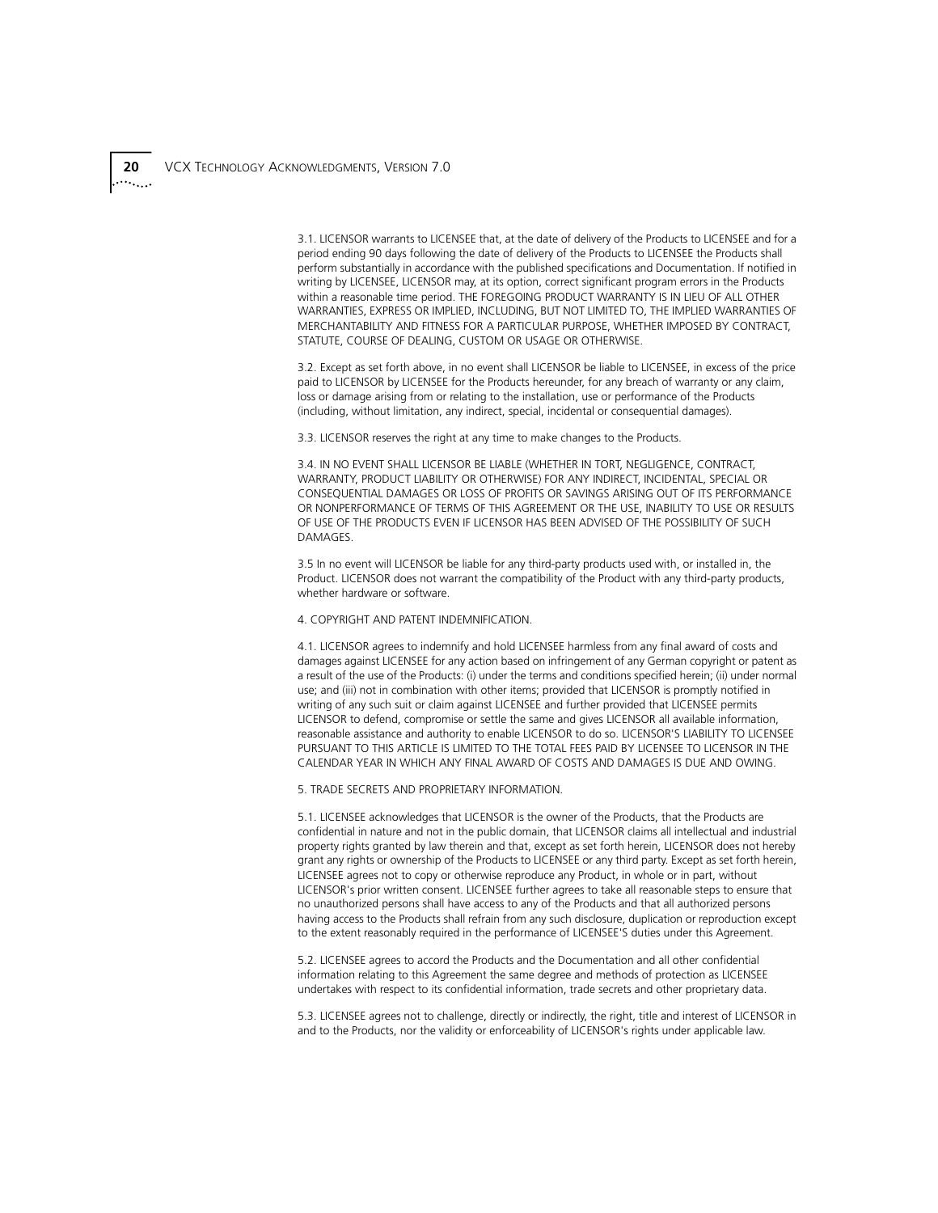3.1. LICENSOR warrants to LICENSEE that, at the date of delivery of the Products to LICENSEE and for a period ending 90 days following the date of delivery of the Products to LICENSEE the Products shall perform substantially in accordance with the published specifications and Documentation. If notified in writing by LICENSEE, LICENSOR may, at its option, correct significant program errors in the Products within a reasonable time period. THE FOREGOING PRODUCT WARRANTY IS IN LIEU OF ALL OTHER WARRANTIES, EXPRESS OR IMPLIED, INCLUDING, BUT NOT LIMITED TO, THE IMPLIED WARRANTIES OF MERCHANTABILITY AND FITNESS FOR A PARTICULAR PURPOSE, WHETHER IMPOSED BY CONTRACT, STATUTE, COURSE OF DEALING, CUSTOM OR USAGE OR OTHERWISE.

3.2. Except as set forth above, in no event shall LICENSOR be liable to LICENSEE, in excess of the price paid to LICENSOR by LICENSEE for the Products hereunder, for any breach of warranty or any claim, loss or damage arising from or relating to the installation, use or performance of the Products (including, without limitation, any indirect, special, incidental or consequential damages).

3.3. LICENSOR reserves the right at any time to make changes to the Products.

3.4. IN NO EVENT SHALL LICENSOR BE LIABLE (WHETHER IN TORT, NEGLIGENCE, CONTRACT, WARRANTY, PRODUCT LIABILITY OR OTHERWISE) FOR ANY INDIRECT, INCIDENTAL, SPECIAL OR CONSEQUENTIAL DAMAGES OR LOSS OF PROFITS OR SAVINGS ARISING OUT OF ITS PERFORMANCE OR NONPERFORMANCE OF TERMS OF THIS AGREEMENT OR THE USE, INABILITY TO USE OR RESULTS OF USE OF THE PRODUCTS EVEN IF LICENSOR HAS BEEN ADVISED OF THE POSSIBILITY OF SUCH DAMAGES.

3.5 In no event will LICENSOR be liable for any third-party products used with, or installed in, the Product. LICENSOR does not warrant the compatibility of the Product with any third-party products, whether hardware or software.

4. COPYRIGHT AND PATENT INDEMNIFICATION.

4.1. LICENSOR agrees to indemnify and hold LICENSEE harmless from any final award of costs and damages against LICENSEE for any action based on infringement of any German copyright or patent as a result of the use of the Products: (i) under the terms and conditions specified herein; (ii) under normal use; and (iii) not in combination with other items; provided that LICENSOR is promptly notified in writing of any such suit or claim against LICENSEE and further provided that LICENSEE permits LICENSOR to defend, compromise or settle the same and gives LICENSOR all available information, reasonable assistance and authority to enable LICENSOR to do so. LICENSOR'S LIABILITY TO LICENSEE PURSUANT TO THIS ARTICLE IS LIMITED TO THE TOTAL FEES PAID BY LICENSEE TO LICENSOR IN THE CALENDAR YEAR IN WHICH ANY FINAL AWARD OF COSTS AND DAMAGES IS DUE AND OWING.

5. TRADE SECRETS AND PROPRIETARY INFORMATION.

5.1. LICENSEE acknowledges that LICENSOR is the owner of the Products, that the Products are confidential in nature and not in the public domain, that LICENSOR claims all intellectual and industrial property rights granted by law therein and that, except as set forth herein, LICENSOR does not hereby grant any rights or ownership of the Products to LICENSEE or any third party. Except as set forth herein, LICENSEE agrees not to copy or otherwise reproduce any Product, in whole or in part, without LICENSOR's prior written consent. LICENSEE further agrees to take all reasonable steps to ensure that no unauthorized persons shall have access to any of the Products and that all authorized persons having access to the Products shall refrain from any such disclosure, duplication or reproduction except to the extent reasonably required in the performance of LICENSEE'S duties under this Agreement.

5.2. LICENSEE agrees to accord the Products and the Documentation and all other confidential information relating to this Agreement the same degree and methods of protection as LICENSEE undertakes with respect to its confidential information, trade secrets and other proprietary data.

5.3. LICENSEE agrees not to challenge, directly or indirectly, the right, title and interest of LICENSOR in and to the Products, nor the validity or enforceability of LICENSOR's rights under applicable law.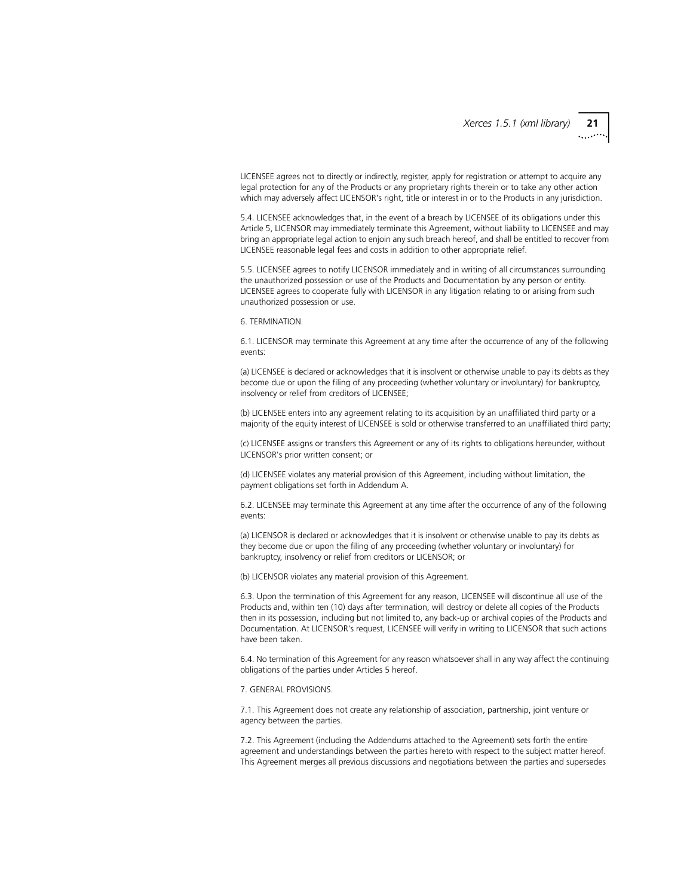LICENSEE agrees not to directly or indirectly, register, apply for registration or attempt to acquire any legal protection for any of the Products or any proprietary rights therein or to take any other action which may adversely affect LICENSOR's right, title or interest in or to the Products in any jurisdiction.

5.4. LICENSEE acknowledges that, in the event of a breach by LICENSEE of its obligations under this Article 5, LICENSOR may immediately terminate this Agreement, without liability to LICENSEE and may bring an appropriate legal action to enjoin any such breach hereof, and shall be entitled to recover from LICENSEE reasonable legal fees and costs in addition to other appropriate relief.

5.5. LICENSEE agrees to notify LICENSOR immediately and in writing of all circumstances surrounding the unauthorized possession or use of the Products and Documentation by any person or entity. LICENSEE agrees to cooperate fully with LICENSOR in any litigation relating to or arising from such unauthorized possession or use.

6. TERMINATION.

6.1. LICENSOR may terminate this Agreement at any time after the occurrence of any of the following events:

(a) LICENSEE is declared or acknowledges that it is insolvent or otherwise unable to pay its debts as they become due or upon the filing of any proceeding (whether voluntary or involuntary) for bankruptcy, insolvency or relief from creditors of LICENSEE;

(b) LICENSEE enters into any agreement relating to its acquisition by an unaffiliated third party or a majority of the equity interest of LICENSEE is sold or otherwise transferred to an unaffiliated third party;

(c) LICENSEE assigns or transfers this Agreement or any of its rights to obligations hereunder, without LICENSOR's prior written consent; or

(d) LICENSEE violates any material provision of this Agreement, including without limitation, the payment obligations set forth in Addendum A.

6.2. LICENSEE may terminate this Agreement at any time after the occurrence of any of the following events:

(a) LICENSOR is declared or acknowledges that it is insolvent or otherwise unable to pay its debts as they become due or upon the filing of any proceeding (whether voluntary or involuntary) for bankruptcy, insolvency or relief from creditors or LICENSOR; or

(b) LICENSOR violates any material provision of this Agreement.

6.3. Upon the termination of this Agreement for any reason, LICENSEE will discontinue all use of the Products and, within ten (10) days after termination, will destroy or delete all copies of the Products then in its possession, including but not limited to, any back-up or archival copies of the Products and Documentation. At LICENSOR's request, LICENSEE will verify in writing to LICENSOR that such actions have been taken.

6.4. No termination of this Agreement for any reason whatsoever shall in any way affect the continuing obligations of the parties under Articles 5 hereof.

7. GENERAL PROVISIONS.

7.1. This Agreement does not create any relationship of association, partnership, joint venture or agency between the parties.

7.2. This Agreement (including the Addendums attached to the Agreement) sets forth the entire agreement and understandings between the parties hereto with respect to the subject matter hereof. This Agreement merges all previous discussions and negotiations between the parties and supersedes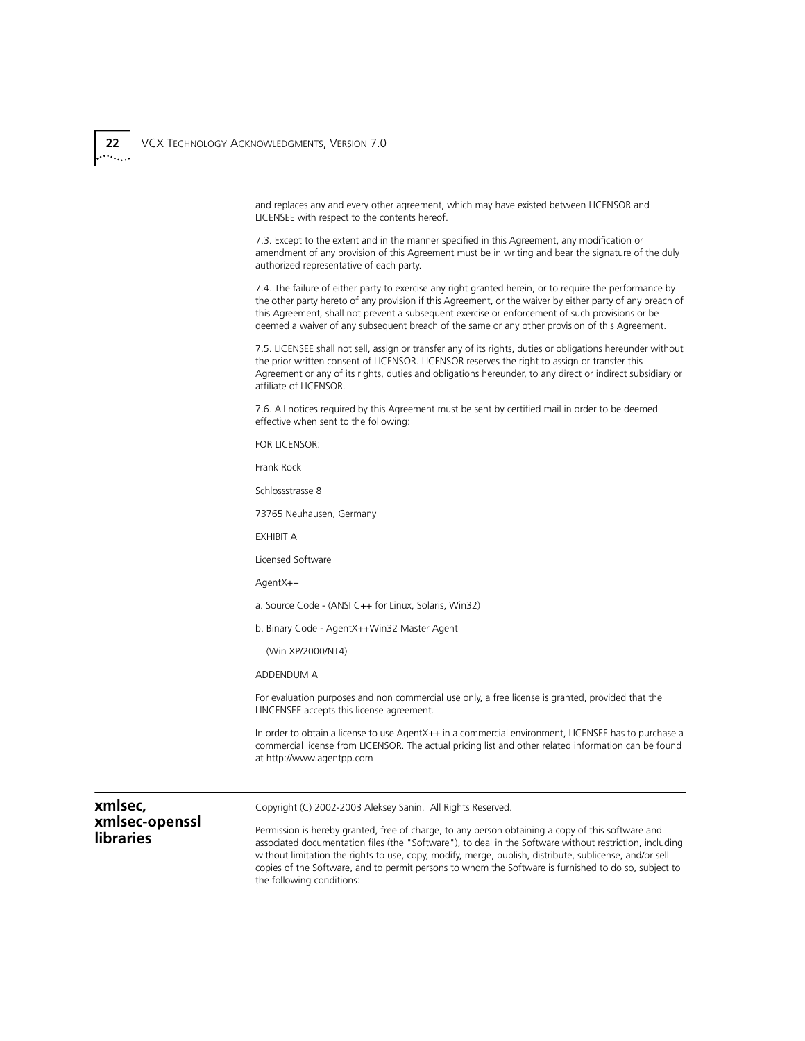and replaces any and every other agreement, which may have existed between LICENSOR and LICENSEE with respect to the contents hereof.

7.3. Except to the extent and in the manner specified in this Agreement, any modification or amendment of any provision of this Agreement must be in writing and bear the signature of the duly authorized representative of each party.

7.4. The failure of either party to exercise any right granted herein, or to require the performance by the other party hereto of any provision if this Agreement, or the waiver by either party of any breach of this Agreement, shall not prevent a subsequent exercise or enforcement of such provisions or be deemed a waiver of any subsequent breach of the same or any other provision of this Agreement.

7.5. LICENSEE shall not sell, assign or transfer any of its rights, duties or obligations hereunder without the prior written consent of LICENSOR. LICENSOR reserves the right to assign or transfer this Agreement or any of its rights, duties and obligations hereunder, to any direct or indirect subsidiary or affiliate of LICENSOR.

7.6. All notices required by this Agreement must be sent by certified mail in order to be deemed effective when sent to the following:

FOR LICENSOR:

Frank Rock

Schlossstrasse 8

73765 Neuhausen, Germany

EXHIBIT A

Licensed Software

AgentX++

a. Source Code - (ANSI C++ for Linux, Solaris, Win32)

b. Binary Code - AgentX++Win32 Master Agent

(Win XP/2000/NT4)

ADDENDUM A

For evaluation purposes and non commercial use only, a free license is granted, provided that the LINCENSEE accepts this license agreement.

In order to obtain a license to use AgentX++ in a commercial environment, LICENSEE has to purchase a commercial license from LICENSOR. The actual pricing list and other related information can be found at http://www.agentpp.com

## xmlsec, xmlsec-openssl libraries

Copyright (C) 2002-2003 Aleksey Sanin. All Rights Reserved.

Permission is hereby granted, free of charge, to any person obtaining a copy of this software and associated documentation files (the "Software"), to deal in the Software without restriction, including without limitation the rights to use, copy, modify, merge, publish, distribute, sublicense, and/or sell copies of the Software, and to permit persons to whom the Software is furnished to do so, subject to the following conditions: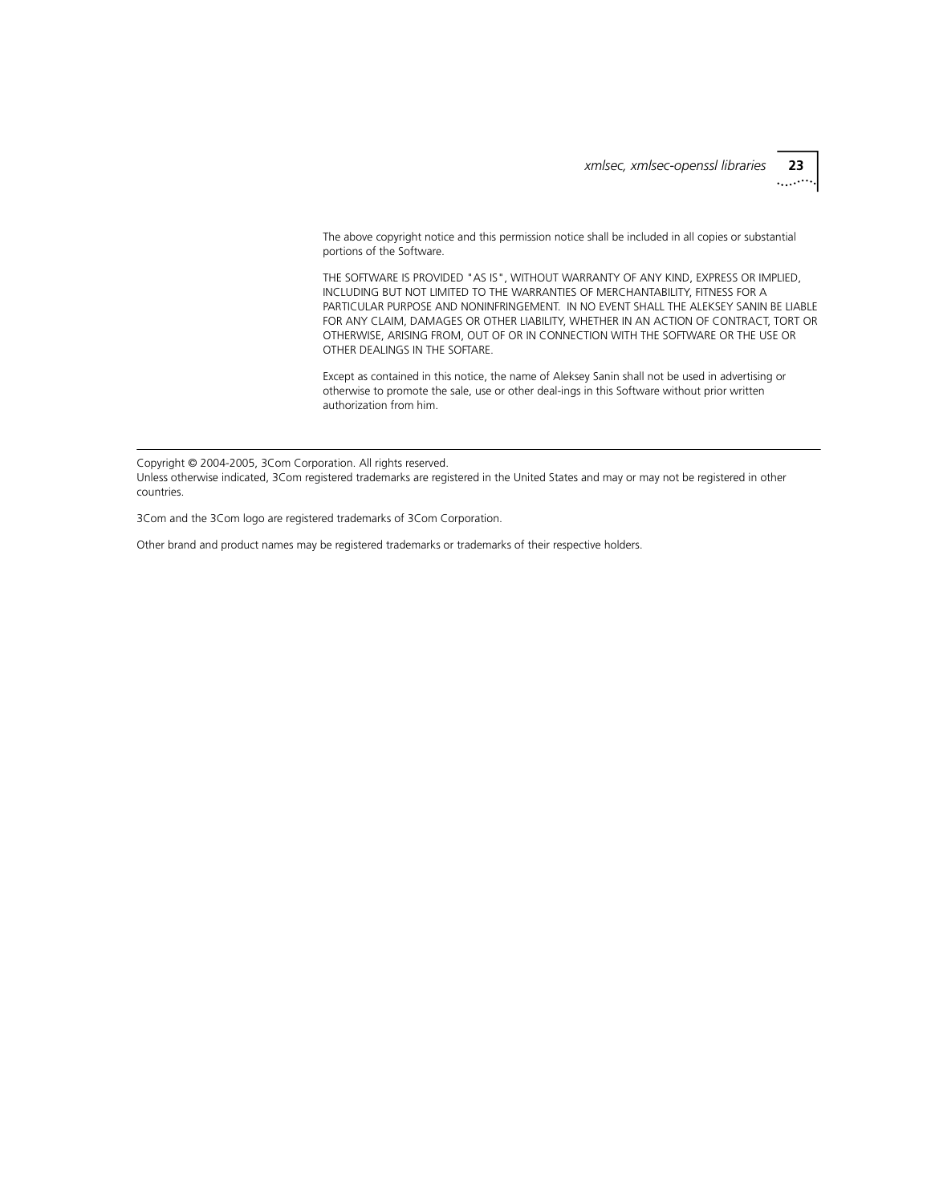The above copyright notice and this permission notice shall be included in all copies or substantial portions of the Software.

THE SOFTWARE IS PROVIDED "AS IS", WITHOUT WARRANTY OF ANY KIND, EXPRESS OR IMPLIED, INCLUDING BUT NOT LIMITED TO THE WARRANTIES OF MERCHANTABILITY, FITNESS FOR A PARTICULAR PURPOSE AND NONINFRINGEMENT. IN NO EVENT SHALL THE ALEKSEY SANIN BE LIABLE FOR ANY CLAIM, DAMAGES OR OTHER LIABILITY, WHETHER IN AN ACTION OF CONTRACT, TORT OR OTHERWISE, ARISING FROM, OUT OF OR IN CONNECTION WITH THE SOFTWARE OR THE USE OR OTHER DEALINGS IN THE SOFTARE.

Except as contained in this notice, the name of Aleksey Sanin shall not be used in advertising or otherwise to promote the sale, use or other deal-ings in this Software without prior written authorization from him.

---

Copyright © 2004-2005, 3Com Corporation. All rights reserved.
Unless otherwise indicated, 3Com registered trademarks are registered in the United States and may or may not be registered in other countries.

3Com and the 3Com logo are registered trademarks of 3Com Corporation.

Other brand and product names may be registered trademarks or trademarks of their respective holders.